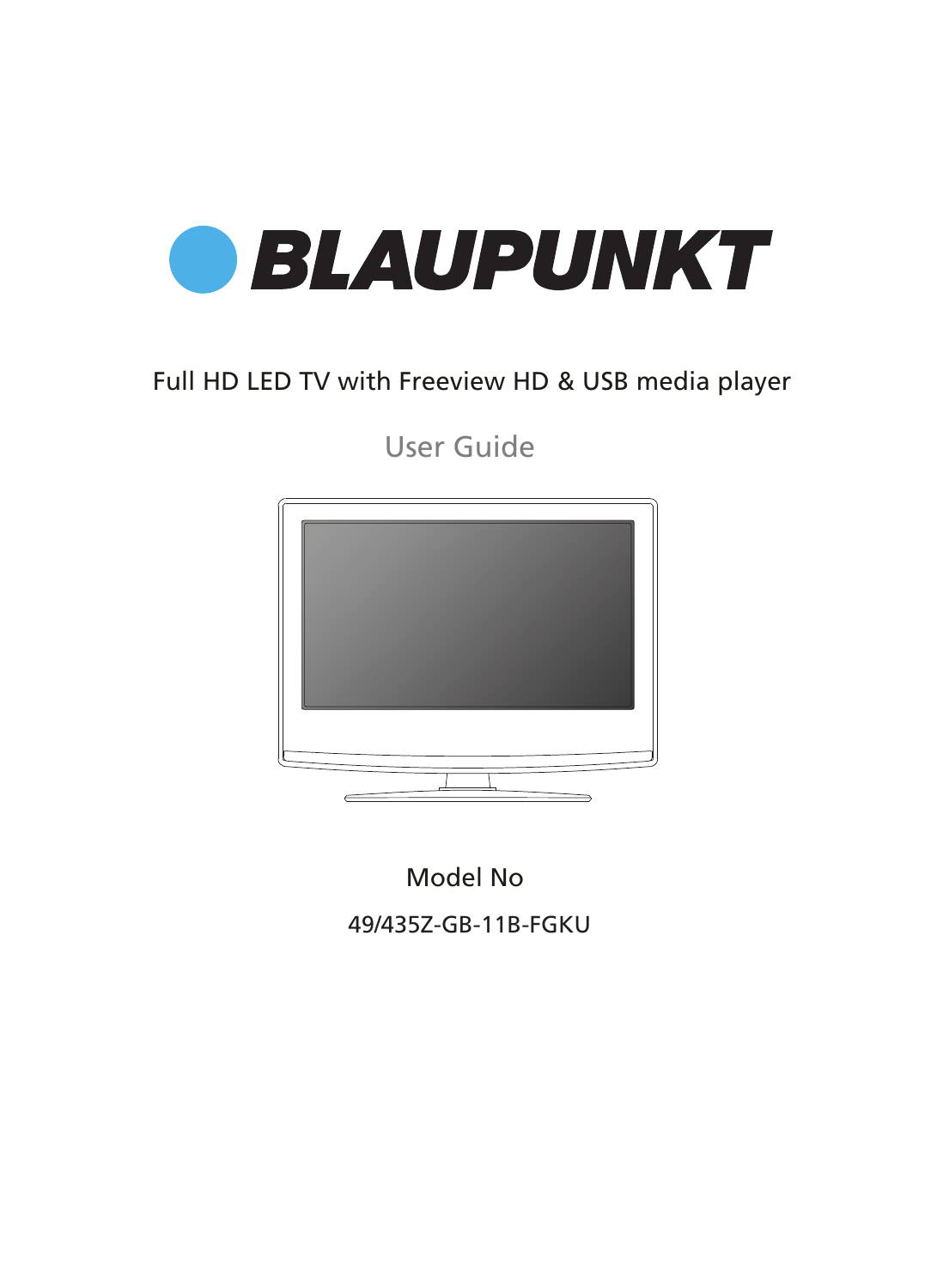# BLAUPUNKT

Full HD LED TV with Freeview HD & USB media player

## User Guide

Model No

49/435Z-GB-11B-FGKU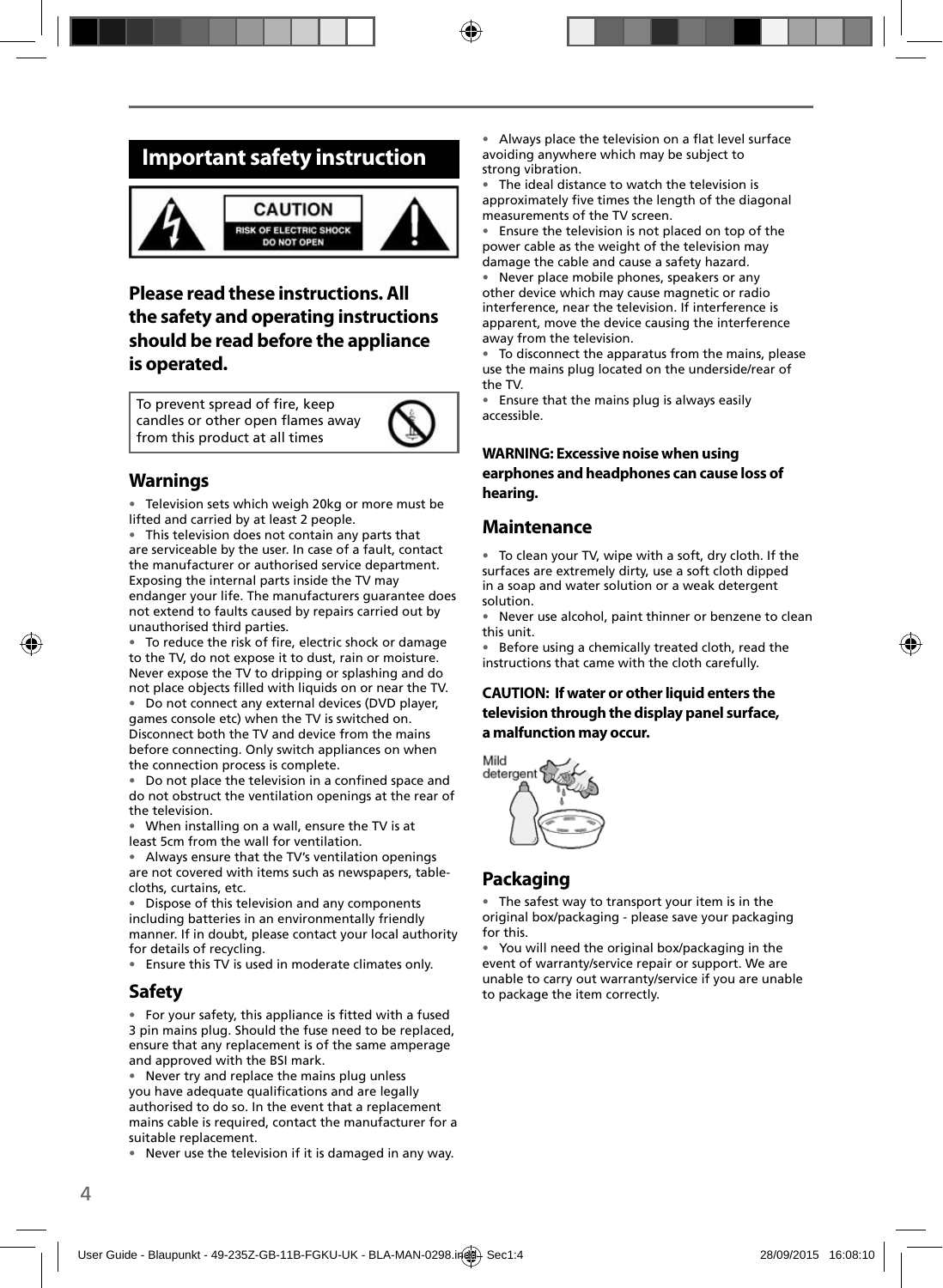# Important safety instruction

CAUTION
RISK OF ELECTRIC SHOCK
DO NOT OPEN

**Please read these instructions. All the safety and operating instructions should be read before the appliance is operated.**

To prevent spread of fire, keep candles or other open flames away from this product at all times

## Warnings

- Television sets which weigh 20kg or more must be lifted and carried by at least 2 people.
- This television does not contain any parts that are serviceable by the user. In case of a fault, contact the manufacturer or authorised service department. Exposing the internal parts inside the TV may endanger your life. The manufacturers guarantee does not extend to faults caused by repairs carried out by unauthorised third parties.
- To reduce the risk of fire, electric shock or damage to the TV, do not expose it to dust, rain or moisture. Never expose the TV to dripping or splashing and do not place objects filled with liquids on or near the TV.
- Do not connect any external devices (DVD player, games console etc) when the TV is switched on. Disconnect both the TV and device from the mains before connecting. Only switch appliances on when the connection process is complete.
- Do not place the television in a confined space and do not obstruct the ventilation openings at the rear of the television.
- When installing on a wall, ensure the TV is at least 5cm from the wall for ventilation.
- Always ensure that the TV's ventilation openings are not covered with items such as newspapers, table-cloths, curtains, etc.
- Dispose of this television and any components including batteries in an environmentally friendly manner. If in doubt, please contact your local authority for details of recycling.
- Ensure this TV is used in moderate climates only.

## Safety

- For your safety, this appliance is fitted with a fused 3 pin mains plug. Should the fuse need to be replaced, ensure that any replacement is of the same amperage and approved with the BSI mark.
- Never try and replace the mains plug unless you have adequate qualifications and are legally authorised to do so. In the event that a replacement mains cable is required, contact the manufacturer for a suitable replacement.
- Never use the television if it is damaged in any way.
- Always place the television on a flat level surface avoiding anywhere which may be subject to strong vibration.
- The ideal distance to watch the television is approximately five times the length of the diagonal measurements of the TV screen.
- Ensure the television is not placed on top of the power cable as the weight of the television may damage the cable and cause a safety hazard.
- Never place mobile phones, speakers or any other device which may cause magnetic or radio interference, near the television. If interference is apparent, move the device causing the interference away from the television.
- To disconnect the apparatus from the mains, please use the mains plug located on the underside/rear of the TV.
- Ensure that the mains plug is always easily accessible.

**WARNING: Excessive noise when using earphones and headphones can cause loss of hearing.**

## Maintenance

- To clean your TV, wipe with a soft, dry cloth. If the surfaces are extremely dirty, use a soft cloth dipped in a soap and water solution or a weak detergent solution.
- Never use alcohol, paint thinner or benzene to clean this unit.
- Before using a chemically treated cloth, read the instructions that came with the cloth carefully.

**CAUTION: If water or other liquid enters the television through the display panel surface, a malfunction may occur.**

Mild detergent

## Packaging

- The safest way to transport your item is in the original box/packaging - please save your packaging for this.
- You will need the original box/packaging in the event of warranty/service repair or support. We are unable to carry out warranty/service if you are unable to package the item correctly.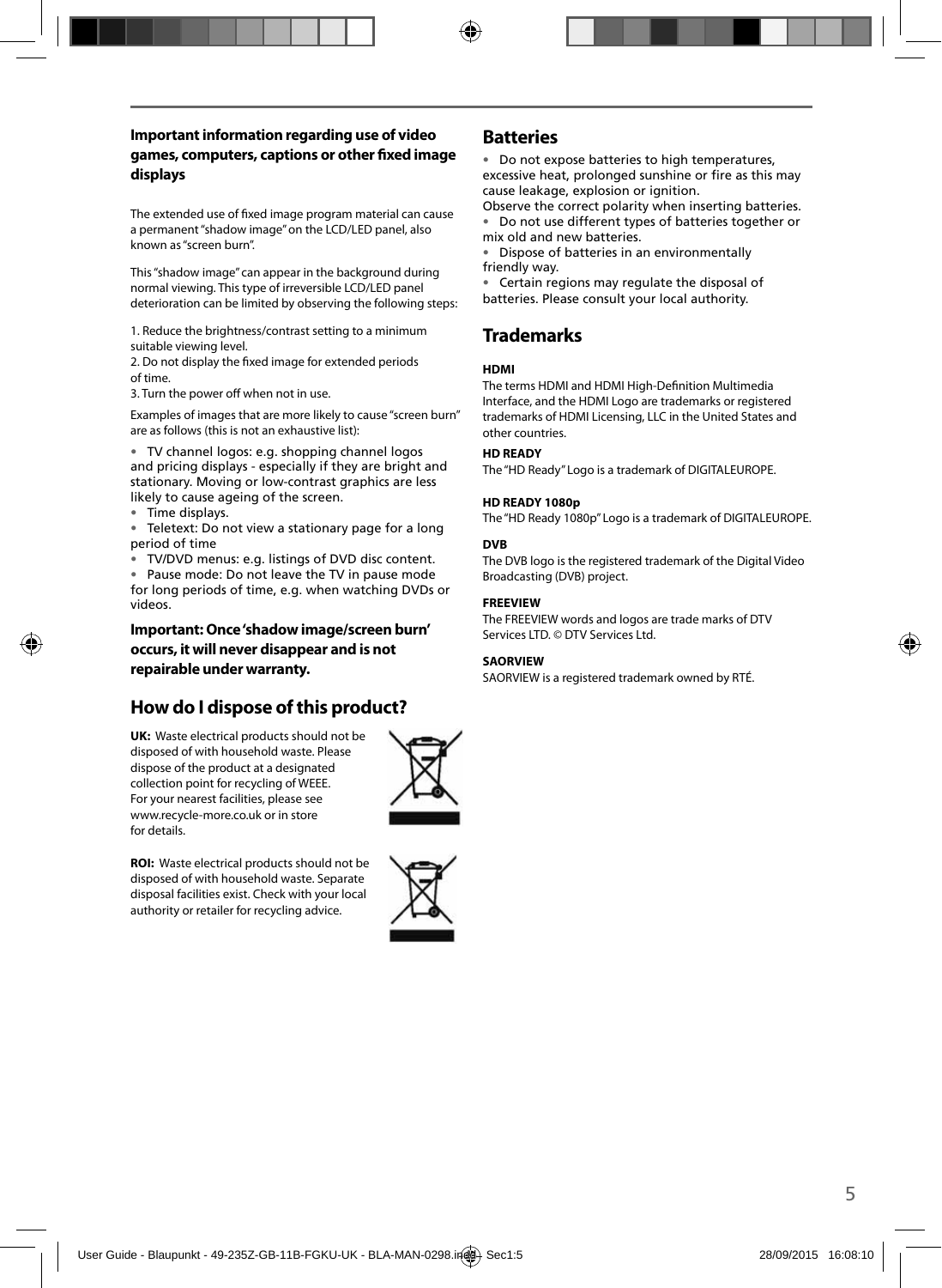### Important information regarding use of video games, computers, captions or other fixed image displays

The extended use of fixed image program material can cause a permanent "shadow image" on the LCD/LED panel, also known as "screen burn".

This "shadow image" can appear in the background during normal viewing. This type of irreversible LCD/LED panel deterioration can be limited by observing the following steps:

1. Reduce the brightness/contrast setting to a minimum suitable viewing level.
2. Do not display the fixed image for extended periods of time.
3. Turn the power off when not in use.

Examples of images that are more likely to cause "screen burn" are as follows (this is not an exhaustive list):

- TV channel logos: e.g. shopping channel logos and pricing displays - especially if they are bright and stationary. Moving or low-contrast graphics are less likely to cause ageing of the screen.
- Time displays.
- Teletext: Do not view a stationary page for a long period of time
- TV/DVD menus: e.g. listings of DVD disc content.
- Pause mode: Do not leave the TV in pause mode for long periods of time, e.g. when watching DVDs or videos.

**Important: Once 'shadow image/screen burn' occurs, it will never disappear and is not repairable under warranty.**

## How do I dispose of this product?

**UK:** Waste electrical products should not be disposed of with household waste. Please dispose of the product at a designated collection point for recycling of WEEE. For your nearest facilities, please see www.recycle-more.co.uk or in store for details.

**ROI:** Waste electrical products should not be disposed of with household waste. Separate disposal facilities exist. Check with your local authority or retailer for recycling advice.

## Batteries

- Do not expose batteries to high temperatures, excessive heat, prolonged sunshine or fire as this may cause leakage, explosion or ignition.

Observe the correct polarity when inserting batteries.

- Do not use different types of batteries together or mix old and new batteries.
- Dispose of batteries in an environmentally friendly way.
- Certain regions may regulate the disposal of batteries. Please consult your local authority.

## Trademarks

**HDMI**

The terms HDMI and HDMI High-Definition Multimedia Interface, and the HDMI Logo are trademarks or registered trademarks of HDMI Licensing, LLC in the United States and other countries.

**HD READY**

The "HD Ready" Logo is a trademark of DIGITALEUROPE.

**HD READY 1080p**

The "HD Ready 1080p" Logo is a trademark of DIGITALEUROPE.

**DVB**

The DVB logo is the registered trademark of the Digital Video Broadcasting (DVB) project.

**FREEVIEW**

The FREEVIEW words and logos are trade marks of DTV Services LTD. © DTV Services Ltd.

**SAORVIEW**

SAORVIEW is a registered trademark owned by RTÉ.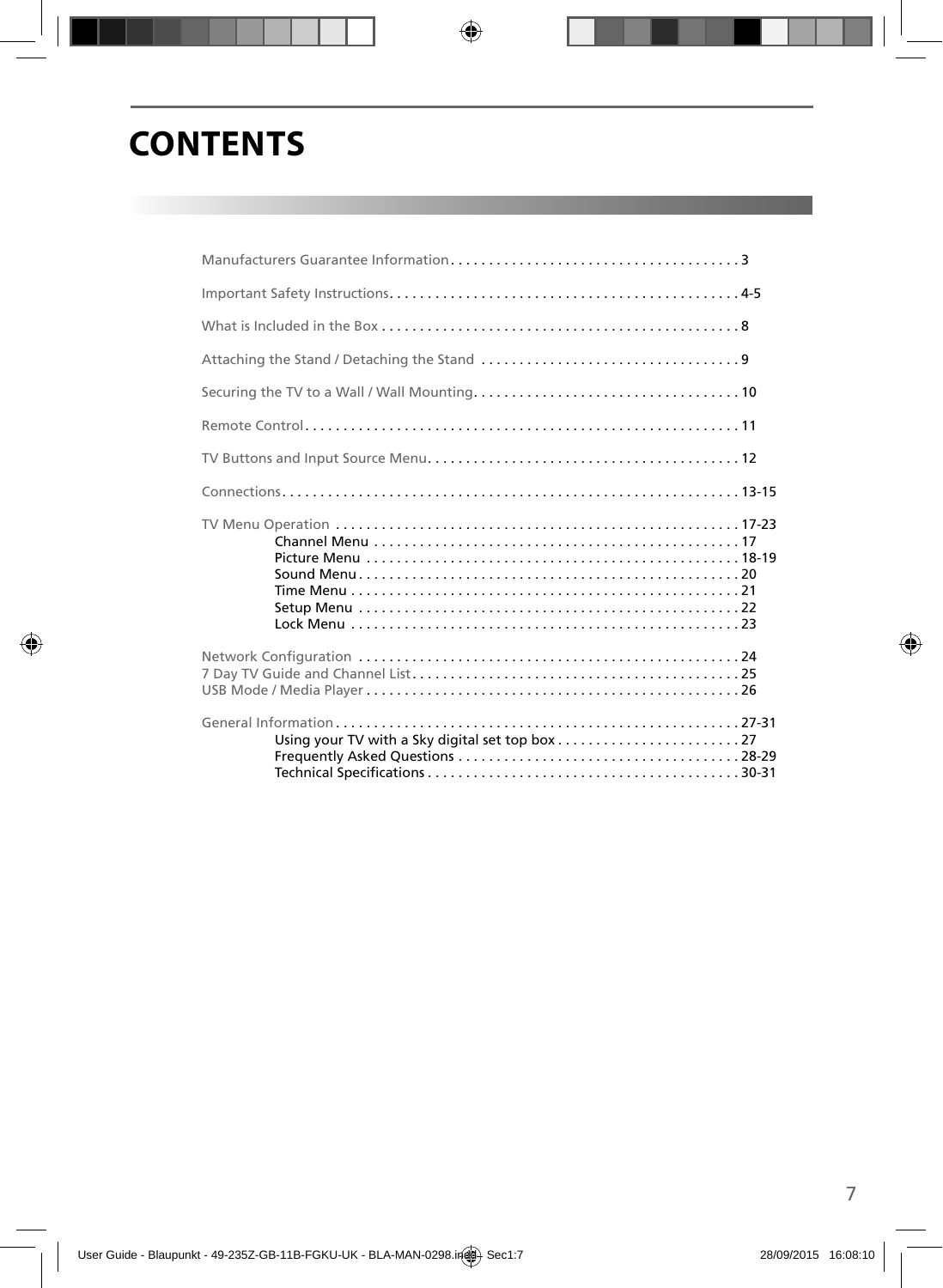# CONTENTS

Manufacturers Guarantee Information . . . . . . . . . . . . . . . . . . . . . . . . . . . . . . . . . . . . . 3

Important Safety Instructions. . . . . . . . . . . . . . . . . . . . . . . . . . . . . . . . . . . . . . . . . . . . . 4-5

What is Included in the Box . . . . . . . . . . . . . . . . . . . . . . . . . . . . . . . . . . . . . . . . . . . . . . 8

Attaching the Stand / Detaching the Stand . . . . . . . . . . . . . . . . . . . . . . . . . . . . . . . . . 9

Securing the TV to a Wall / Wall Mounting. . . . . . . . . . . . . . . . . . . . . . . . . . . . . . . . . . 10

Remote Control. . . . . . . . . . . . . . . . . . . . . . . . . . . . . . . . . . . . . . . . . . . . . . . . . . . . . . . . 11

TV Buttons and Input Source Menu. . . . . . . . . . . . . . . . . . . . . . . . . . . . . . . . . . . . . . . . 12

Connections. . . . . . . . . . . . . . . . . . . . . . . . . . . . . . . . . . . . . . . . . . . . . . . . . . . . . . . . . . . 13-15

TV Menu Operation . . . . . . . . . . . . . . . . . . . . . . . . . . . . . . . . . . . . . . . . . . . . . . . . . . . . 17-23
- Channel Menu . . . . . . . . . . . . . . . . . . . . . . . . . . . . . . . . . . . . . . . . . . . . . . . 17
- Picture Menu . . . . . . . . . . . . . . . . . . . . . . . . . . . . . . . . . . . . . . . . . . . . . . . . 18-19
- Sound Menu . . . . . . . . . . . . . . . . . . . . . . . . . . . . . . . . . . . . . . . . . . . . . . . . . 20
- Time Menu . . . . . . . . . . . . . . . . . . . . . . . . . . . . . . . . . . . . . . . . . . . . . . . . . . 21
- Setup Menu . . . . . . . . . . . . . . . . . . . . . . . . . . . . . . . . . . . . . . . . . . . . . . . . . 22
- Lock Menu . . . . . . . . . . . . . . . . . . . . . . . . . . . . . . . . . . . . . . . . . . . . . . . . . . 23

Network Configuration . . . . . . . . . . . . . . . . . . . . . . . . . . . . . . . . . . . . . . . . . . . . . . . . . 24
7 Day TV Guide and Channel List. . . . . . . . . . . . . . . . . . . . . . . . . . . . . . . . . . . . . . . . . . 25
USB Mode / Media Player . . . . . . . . . . . . . . . . . . . . . . . . . . . . . . . . . . . . . . . . . . . . . . . . 26

General Information . . . . . . . . . . . . . . . . . . . . . . . . . . . . . . . . . . . . . . . . . . . . . . . . . . . 27-31
- Using your TV with a Sky digital set top box . . . . . . . . . . . . . . . . . . . . . . . . 27
- Frequently Asked Questions . . . . . . . . . . . . . . . . . . . . . . . . . . . . . . . . . . . . 28-29
- Technical Specifications . . . . . . . . . . . . . . . . . . . . . . . . . . . . . . . . . . . . . . . . 30-31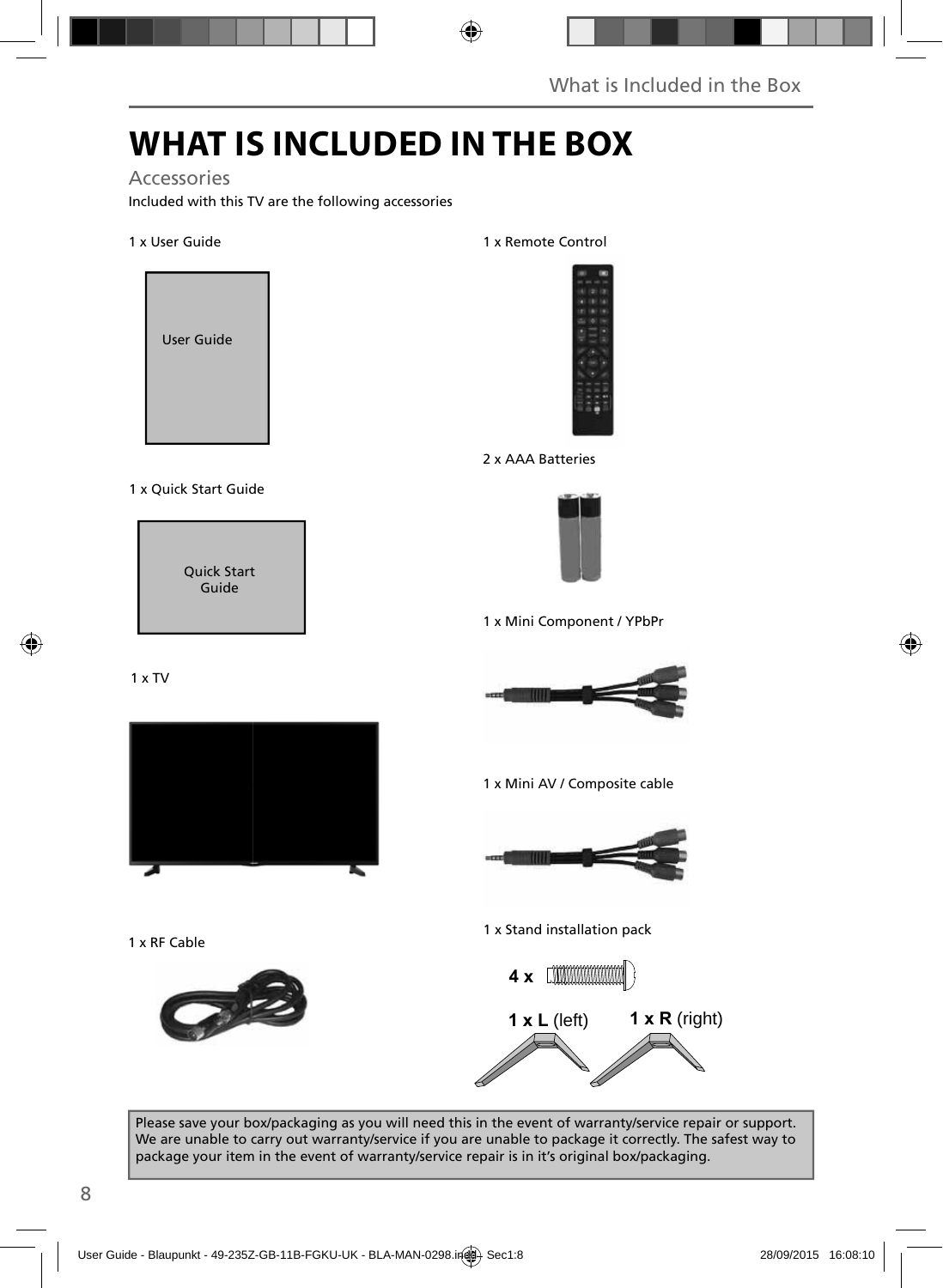# WHAT IS INCLUDED IN THE BOX

## Accessories

Included with this TV are the following accessories

1 x User Guide

User Guide

1 x Quick Start Guide

Quick Start Guide

1 x TV

1 x RF Cable

1 x Remote Control

2 x AAA Batteries

1 x Mini Component / YPbPr

1 x Mini AV / Composite cable

1 x Stand installation pack

**4 x**

**1 x L** (left) **1 x R** (right)

Please save your box/packaging as you will need this in the event of warranty/service repair or support. We are unable to carry out warranty/service if you are unable to package it correctly. The safest way to package your item in the event of warranty/service repair is in it's original box/packaging.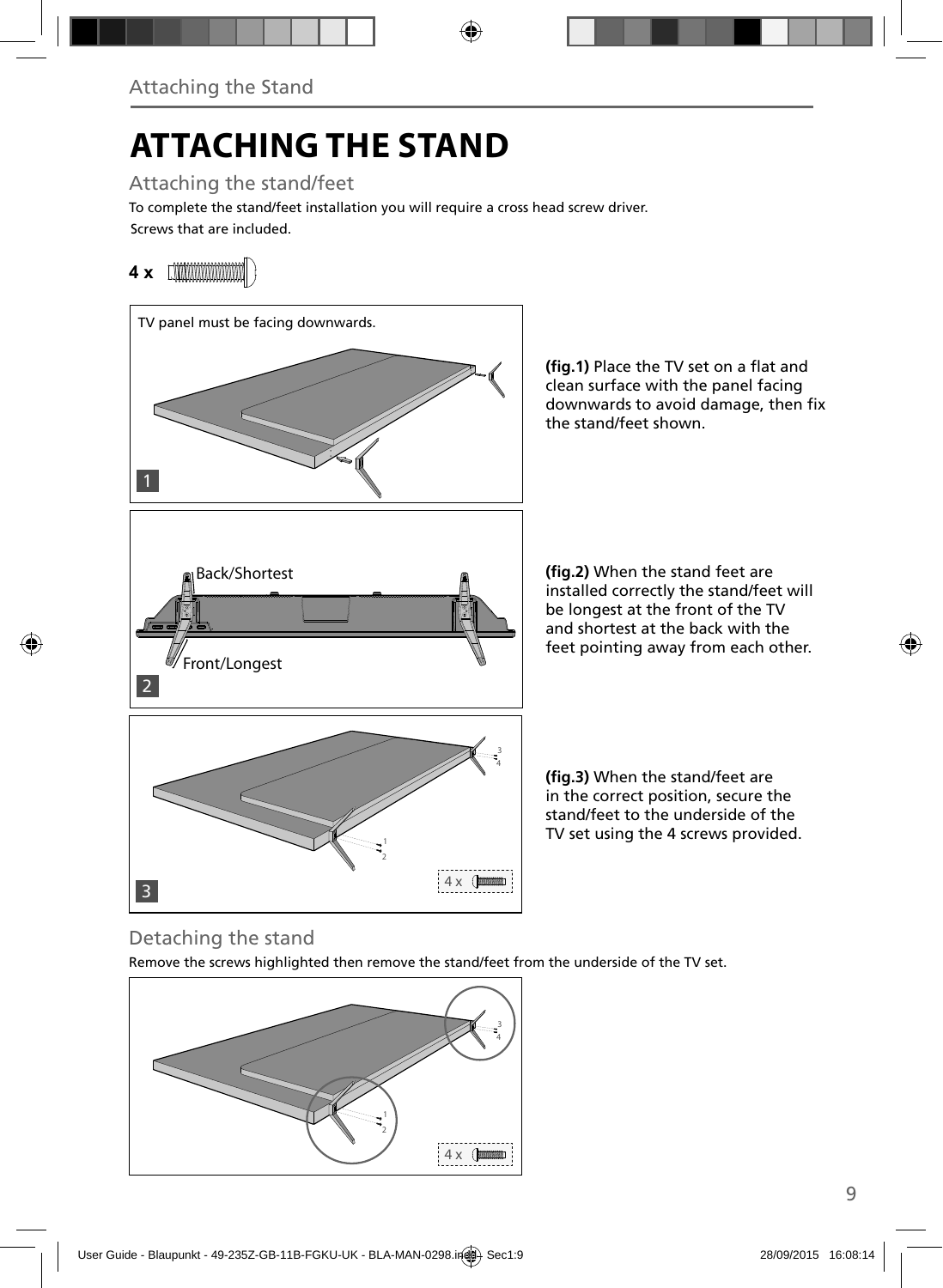# ATTACHING THE STAND

## Attaching the stand/feet

To complete the stand/feet installation you will require a cross head screw driver.

Screws that are included.

**4 x**

TV panel must be facing downwards.

**(fig.1)** Place the TV set on a flat and clean surface with the panel facing downwards to avoid damage, then fix the stand/feet shown.

Back/Shortest

Front/Longest

**(fig.2)** When the stand feet are installed correctly the stand/feet will be longest at the front of the TV and shortest at the back with the feet pointing away from each other.

**(fig.3)** When the stand/feet are in the correct position, secure the stand/feet to the underside of the TV set using the 4 screws provided.

## Detaching the stand

Remove the screws highlighted then remove the stand/feet from the underside of the TV set.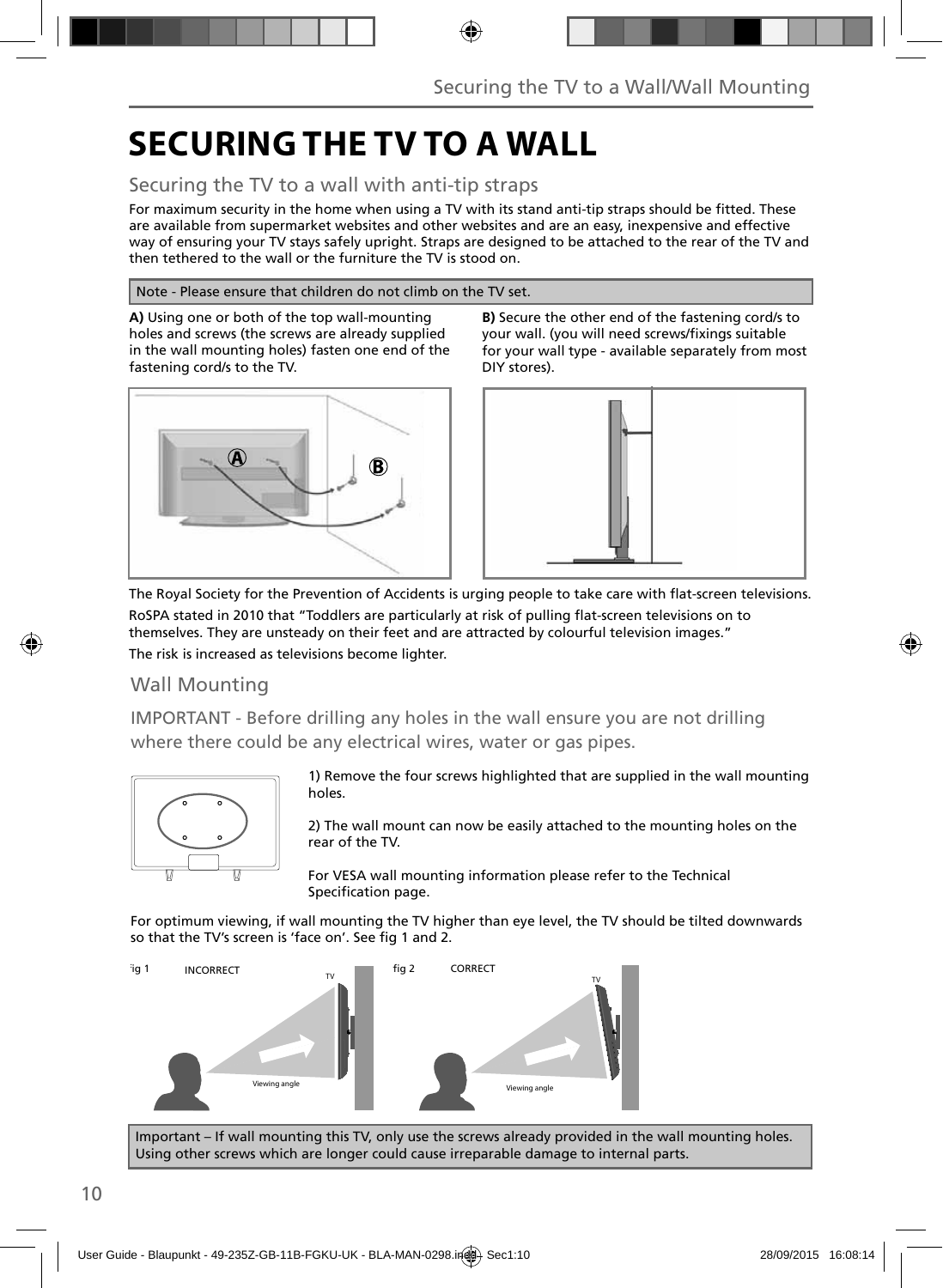# SECURING THE TV TO A WALL

## Securing the TV to a wall with anti-tip straps

For maximum security in the home when using a TV with its stand anti-tip straps should be fitted. These are available from supermarket websites and other websites and are an easy, inexpensive and effective way of ensuring your TV stays safely upright. Straps are designed to be attached to the rear of the TV and then tethered to the wall or the furniture the TV is stood on.

Note - Please ensure that children do not climb on the TV set.

**A)** Using one or both of the top wall-mounting holes and screws (the screws are already supplied in the wall mounting holes) fasten one end of the fastening cord/s to the TV.

**B)** Secure the other end of the fastening cord/s to your wall. (you will need screws/fixings suitable for your wall type - available separately from most DIY stores).

The Royal Society for the Prevention of Accidents is urging people to take care with flat-screen televisions.

RoSPA stated in 2010 that “Toddlers are particularly at risk of pulling flat-screen televisions on to themselves. They are unsteady on their feet and are attracted by colourful television images.”

The risk is increased as televisions become lighter.

## Wall Mounting

IMPORTANT - Before drilling any holes in the wall ensure you are not drilling where there could be any electrical wires, water or gas pipes.

1) Remove the four screws highlighted that are supplied in the wall mounting holes.

2) The wall mount can now be easily attached to the mounting holes on the rear of the TV.

For VESA wall mounting information please refer to the Technical Specification page.

For optimum viewing, if wall mounting the TV higher than eye level, the TV should be tilted downwards so that the TV’s screen is ‘face on’. See fig 1 and 2.

fig 1 INCORRECT

fig 2 CORRECT

Important – If wall mounting this TV, only use the screws already provided in the wall mounting holes. Using other screws which are longer could cause irreparable damage to internal parts.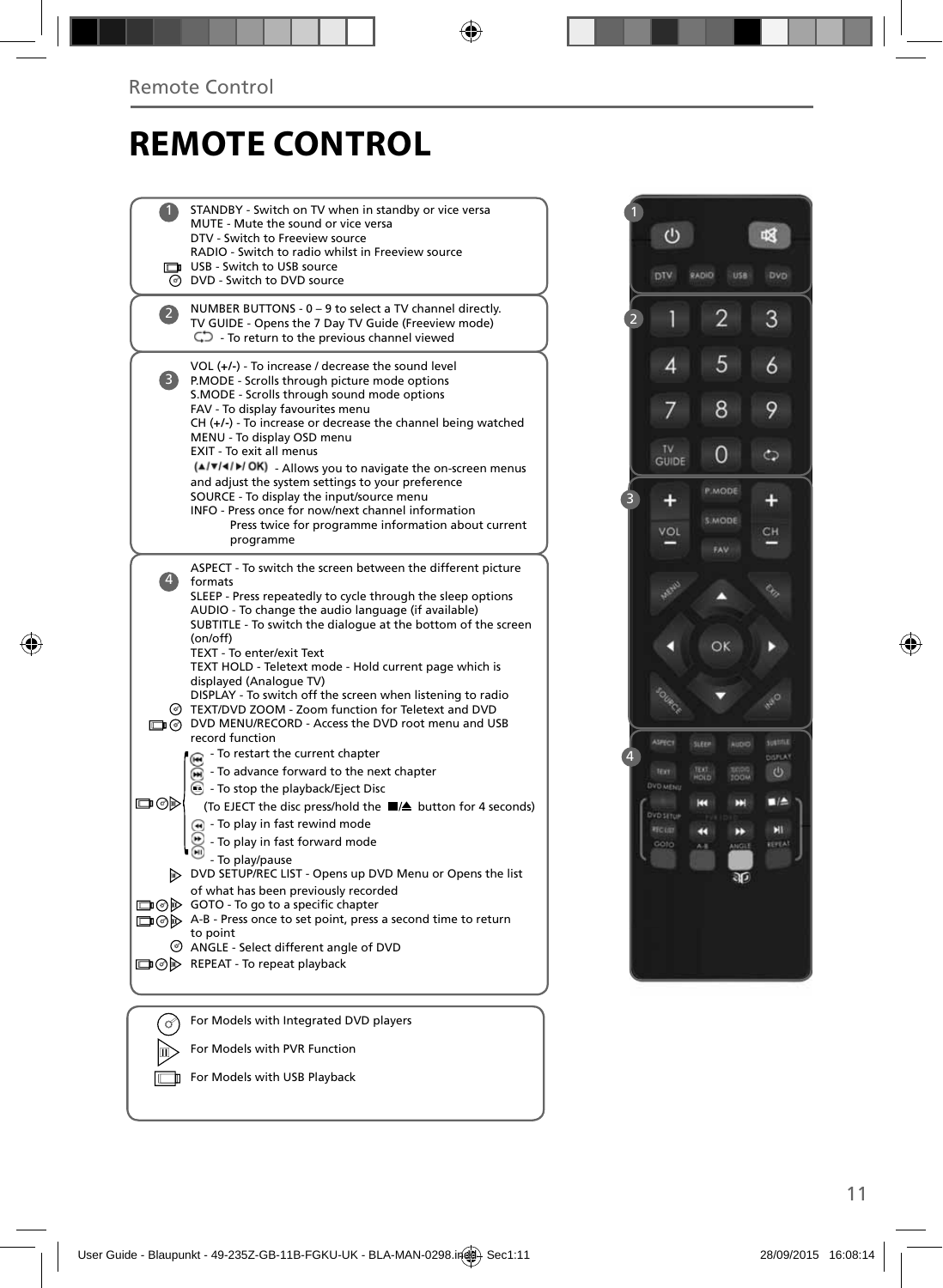# REMOTE CONTROL

**1**

STANDBY - Switch on TV when in standby or vice versa
MUTE - Mute the sound or vice versa
DTV - Switch to Freeview source
RADIO - Switch to radio whilst in Freeview source
USB - Switch to USB source
DVD - Switch to DVD source

**2**

NUMBER BUTTONS - 0 – 9 to select a TV channel directly.
TV GUIDE - Opens the 7 Day TV Guide (Freeview mode)
- To return to the previous channel viewed

**3**

VOL (+/-) - To increase / decrease the sound level
P.MODE - Scrolls through picture mode options
S.MODE - Scrolls through sound mode options
FAV - To display favourites menu
CH (+/-) - To increase or decrease the channel being watched
MENU - To display OSD menu
EXIT - To exit all menus
(▲/▼/◄/►/ OK) - Allows you to navigate the on-screen menus and adjust the system settings to your preference
SOURCE - To display the input/source menu
INFO - Press once for now/next channel information
Press twice for programme information about current programme

**4**

ASPECT - To switch the screen between the different picture formats
SLEEP - Press repeatedly to cycle through the sleep options
AUDIO - To change the audio language (if available)
SUBTITLE - To switch the dialogue at the bottom of the screen (on/off)
TEXT - To enter/exit Text
TEXT HOLD - Teletext mode - Hold current page which is displayed (Analogue TV)
DISPLAY - To switch off the screen when listening to radio
TEXT/DVD ZOOM - Zoom function for Teletext and DVD
DVD MENU/RECORD - Access the DVD root menu and USB record function
- To restart the current chapter
- To advance forward to the next chapter
- To stop the playback/Eject Disc
(To EJECT the disc press/hold the ■/▲ button for 4 seconds)
- To play in fast rewind mode
- To play in fast forward mode
- To play/pause
DVD SETUP/REC LIST - Opens up DVD Menu or Opens the list of what has been previously recorded
GOTO - To go to a specific chapter
A-B - Press once to set point, press a second time to return to point
ANGLE - Select different angle of DVD
REPEAT - To repeat playback

For Models with Integrated DVD players
For Models with PVR Function
For Models with USB Playback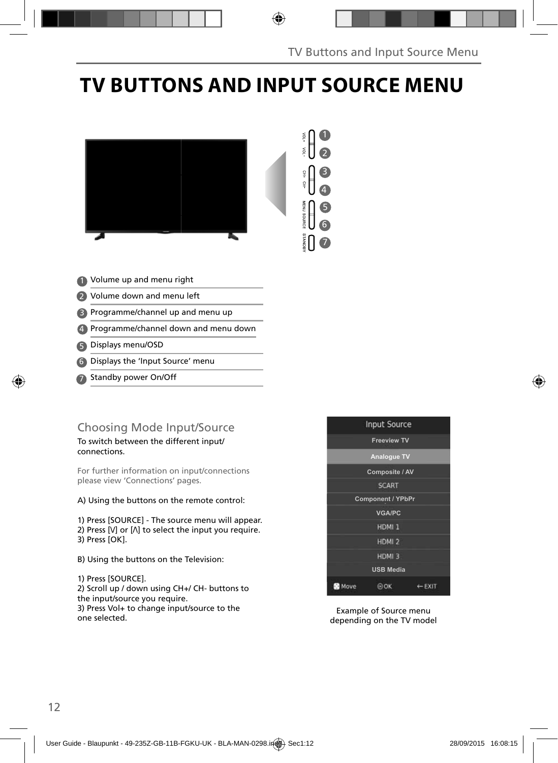# TV BUTTONS AND INPUT SOURCE MENU

VOL+ VOL– CH+ CH– MENU SOURCE STANDBY

1. Volume up and menu right
2. Volume down and menu left
3. Programme/channel up and menu up
4. Programme/channel down and menu down
5. Displays menu/OSD
6. Displays the 'Input Source' menu
7. Standby power On/Off

## Choosing Mode Input/Source

To switch between the different input/connections.

For further information on input/connections please view 'Connections' pages.

A) Using the buttons on the remote control:

1) Press [SOURCE] - The source menu will appear.
2) Press [V] or [Λ] to select the input you require.
3) Press [OK].

B) Using the buttons on the Television:

1) Press [SOURCE].
2) Scroll up / down using CH+/ CH- buttons to the input/source you require.
3) Press Vol+ to change input/source to the one selected.

Input Source
- Freeview TV
- Analogue TV
- Composite / AV
- SCART
- Component / YPbPr
- VGA/PC
- HDMI 1
- HDMI 2
- HDMI 3
- USB Media

Move OK EXIT

Example of Source menu depending on the TV model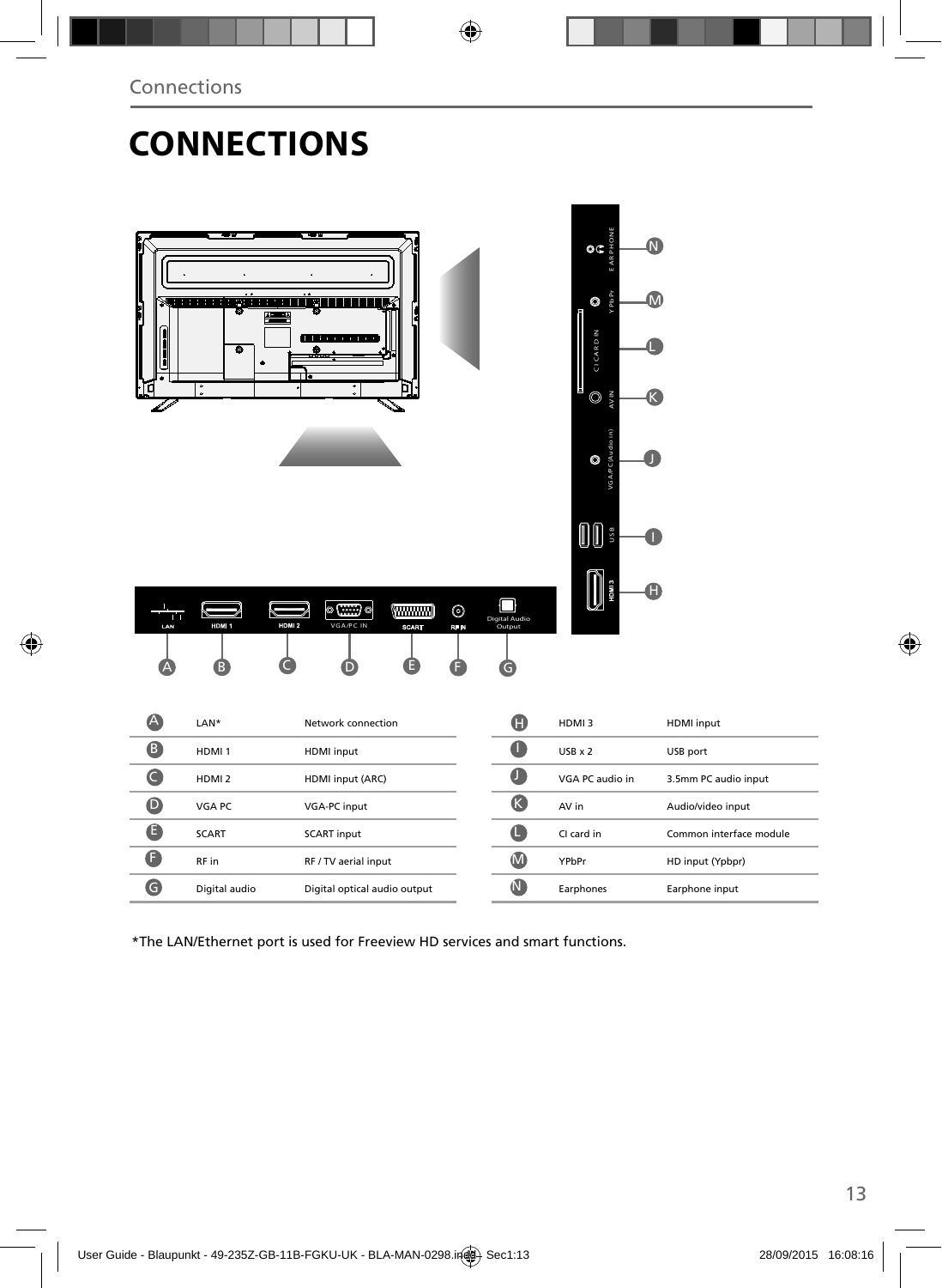# CONNECTIONS

| | | | | | |
|---|---|---|---|---|---|
| A | LAN* | Network connection | H | HDMI 3 | HDMI input |
| B | HDMI 1 | HDMI input | I | USB x 2 | USB port |
| C | HDMI 2 | HDMI input (ARC) | J | VGA PC audio in | 3.5mm PC audio input |
| D | VGA PC | VGA-PC input | K | AV in | Audio/video input |
| E | SCART | SCART input | L | CI card in | Common interface module |
| F | RF in | RF / TV aerial input | M | YPbPr | HD input (Ypbpr) |
| G | Digital audio | Digital optical audio output | N | Earphones | Earphone input |

*The LAN/Ethernet port is used for Freeview HD services and smart functions.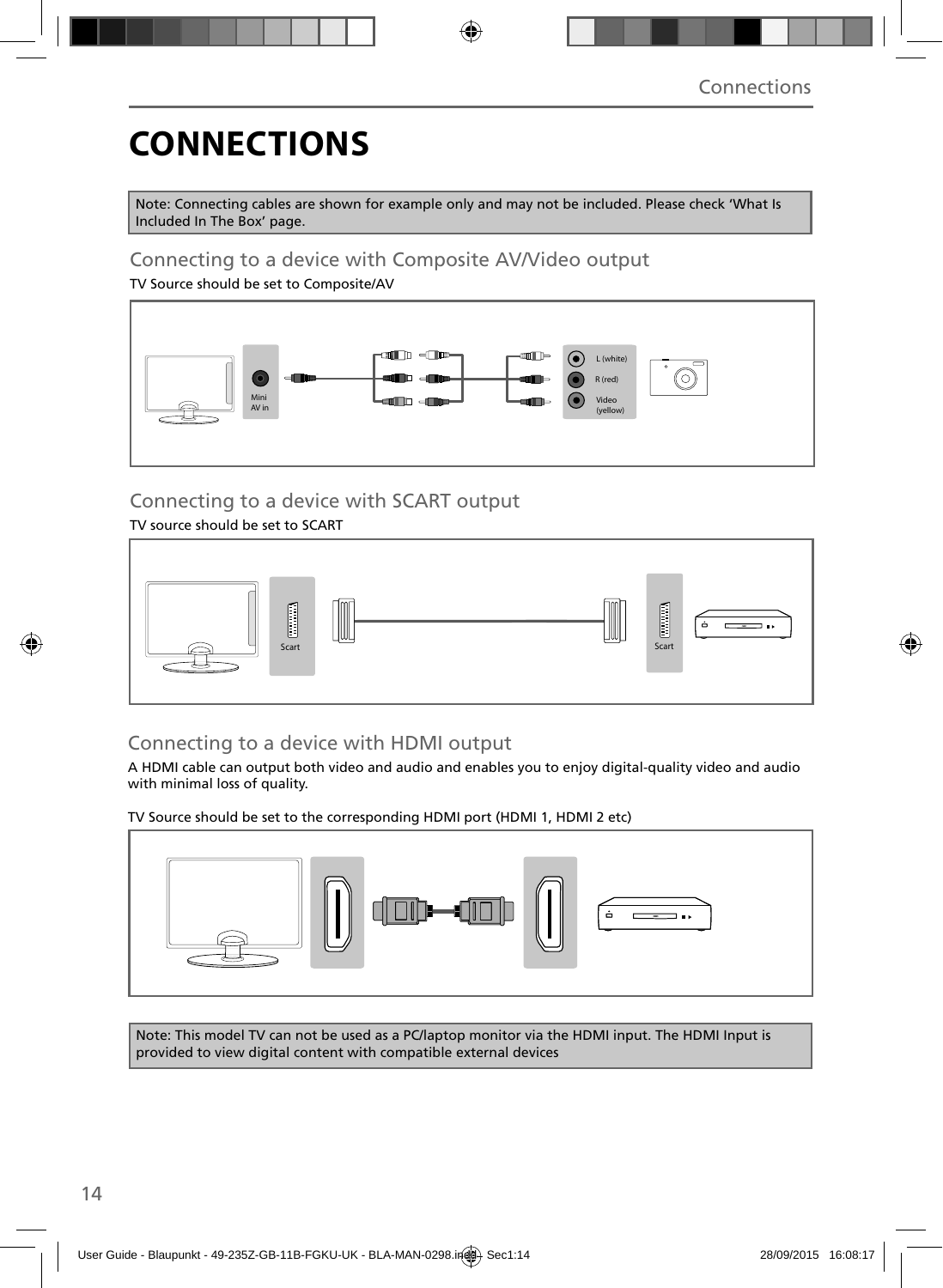# CONNECTIONS

Note: Connecting cables are shown for example only and may not be included. Please check 'What Is Included In The Box' page.

## Connecting to a device with Composite AV/Video output

TV Source should be set to Composite/AV

Mini AV in

L (white)

R (red)

Video (yellow)

## Connecting to a device with SCART output

TV source should be set to SCART

Scart

Scart

## Connecting to a device with HDMI output

A HDMI cable can output both video and audio and enables you to enjoy digital-quality video and audio with minimal loss of quality.

TV Source should be set to the corresponding HDMI port (HDMI 1, HDMI 2 etc)

Note: This model TV can not be used as a PC/laptop monitor via the HDMI input. The HDMI Input is provided to view digital content with compatible external devices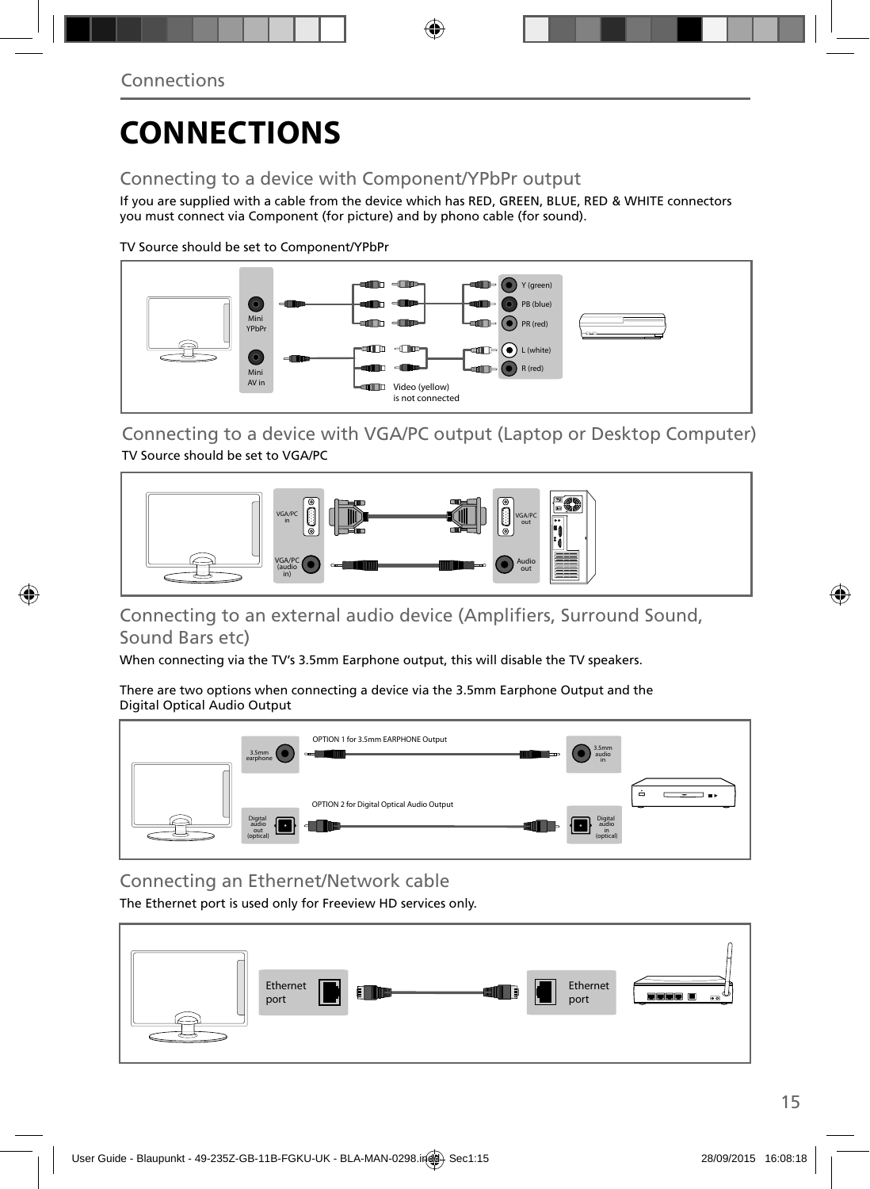# CONNECTIONS

## Connecting to a device with Component/YPbPr output

If you are supplied with a cable from the device which has RED, GREEN, BLUE, RED & WHITE connectors you must connect via Component (for picture) and by phono cable (for sound).

TV Source should be set to Component/YPbPr

Mini YPbPr

Mini AV in

Y (green)

PB (blue)

PR (red)

L (white)

R (red)

Video (yellow) is not connected

## Connecting to a device with VGA/PC output (Laptop or Desktop Computer)

TV Source should be set to VGA/PC

VGA/PC in

VGA/PC (audio in)

VGA/PC out

Audio out

## Connecting to an external audio device (Amplifiers, Surround Sound, Sound Bars etc)

When connecting via the TV's 3.5mm Earphone output, this will disable the TV speakers.

There are two options when connecting a device via the 3.5mm Earphone Output and the Digital Optical Audio Output

OPTION 1 for 3.5mm EARPHONE Output

3.5mm earphone

3.5mm audio in

OPTION 2 for Digital Optical Audio Output

Digital audio out (optical)

Digital audio in (optical)

## Connecting an Ethernet/Network cable

The Ethernet port is used only for Freeview HD services only.

Ethernet port

Ethernet port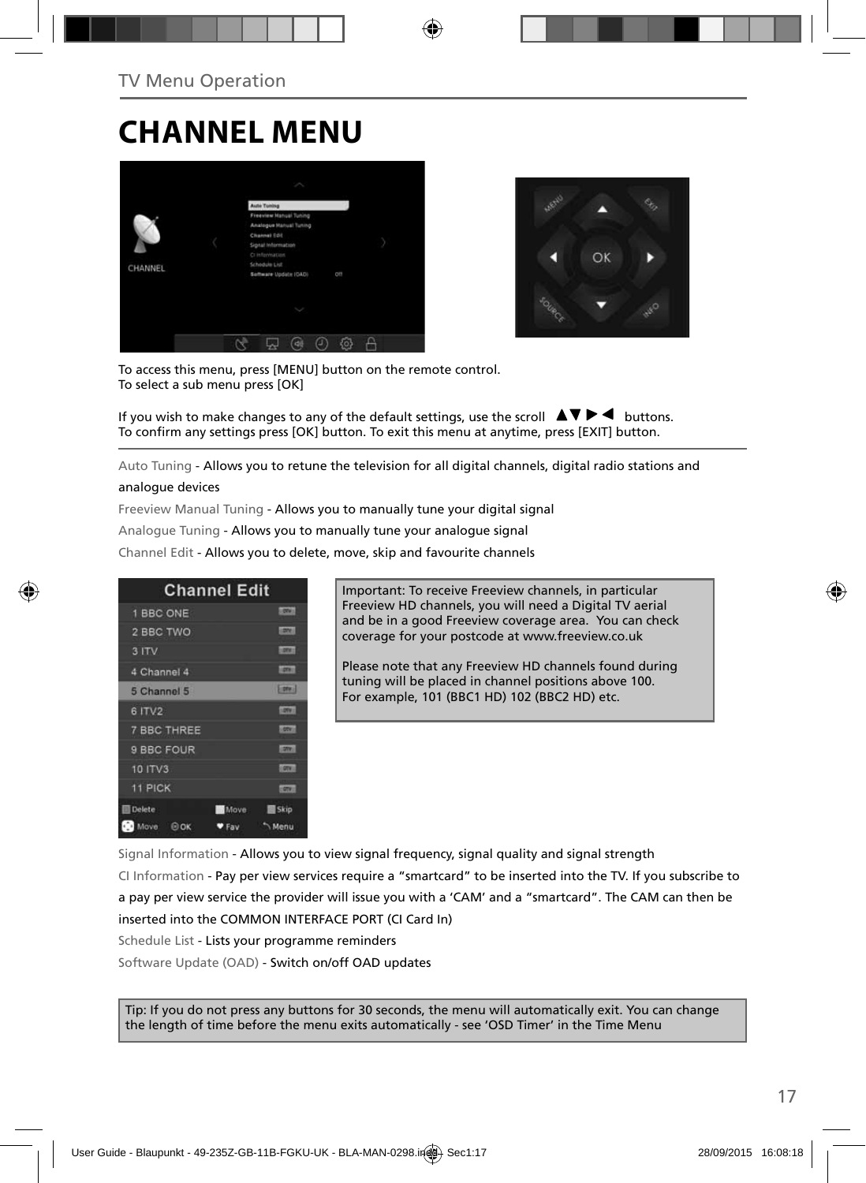TV Menu Operation

# CHANNEL MENU

To access this menu, press [MENU] button on the remote control.
To select a sub menu press [OK]

If you wish to make changes to any of the default settings, use the scroll ▲▼▶◀ buttons.
To confirm any settings press [OK] button. To exit this menu at anytime, press [EXIT] button.

Auto Tuning - Allows you to retune the television for all digital channels, digital radio stations and analogue devices

Freeview Manual Tuning - Allows you to manually tune your digital signal

Analogue Tuning - Allows you to manually tune your analogue signal

Channel Edit - Allows you to delete, move, skip and favourite channels

Important: To receive Freeview channels, in particular Freeview HD channels, you will need a Digital TV aerial and be in a good Freeview coverage area. You can check coverage for your postcode at www.freeview.co.uk

Please note that any Freeview HD channels found during tuning will be placed in channel positions above 100. For example, 101 (BBC1 HD) 102 (BBC2 HD) etc.

Signal Information - Allows you to view signal frequency, signal quality and signal strength

CI Information - Pay per view services require a "smartcard" to be inserted into the TV. If you subscribe to a pay per view service the provider will issue you with a 'CAM' and a "smartcard". The CAM can then be inserted into the COMMON INTERFACE PORT (CI Card In)

Schedule List - Lists your programme reminders

Software Update (OAD) - Switch on/off OAD updates

Tip: If you do not press any buttons for 30 seconds, the menu will automatically exit. You can change the length of time before the menu exits automatically - see 'OSD Timer' in the Time Menu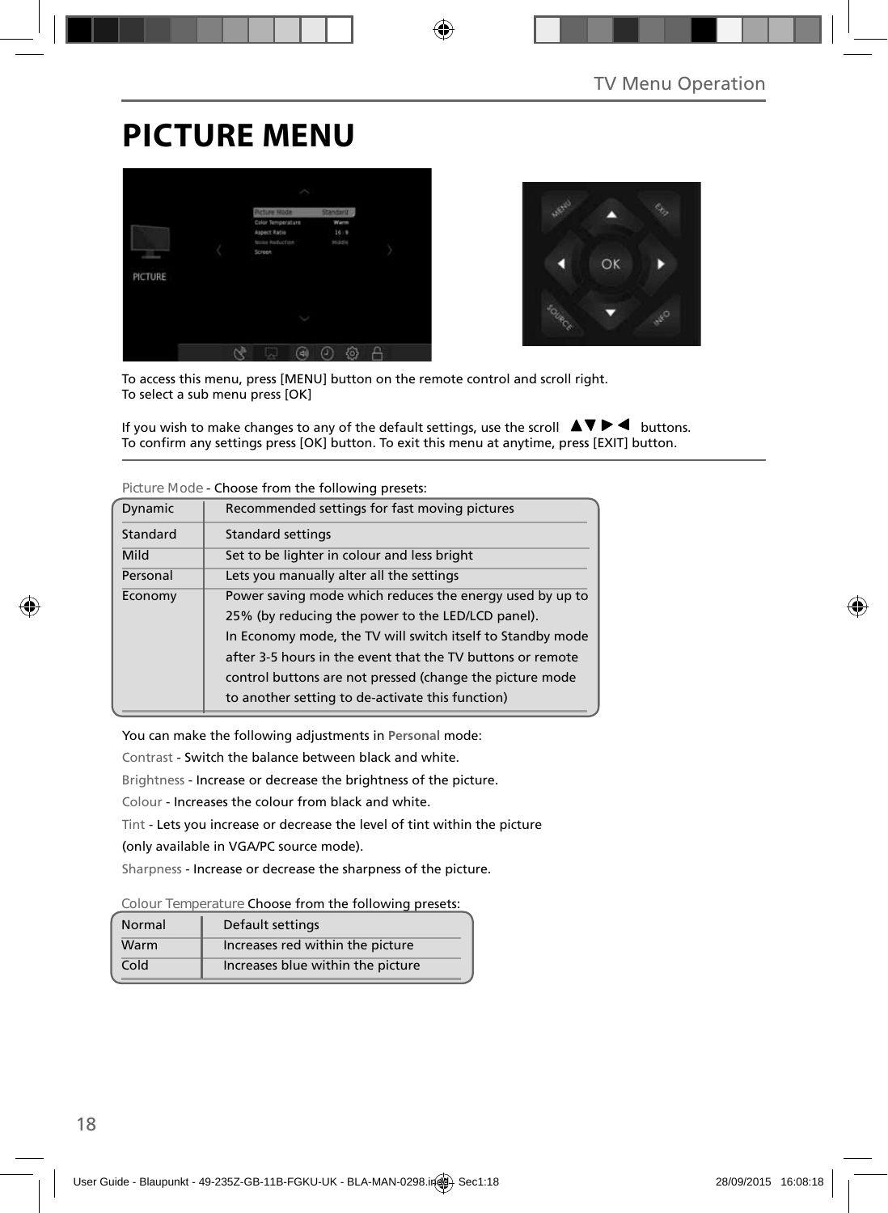# PICTURE MENU

To access this menu, press [MENU] button on the remote control and scroll right.
To select a sub menu press [OK]

If you wish to make changes to any of the default settings, use the scroll ▲▼▶◀ buttons.
To confirm any settings press [OK] button. To exit this menu at anytime, press [EXIT] button.

Picture Mode - Choose from the following presets:

| | |
|---|---|
| Dynamic | Recommended settings for fast moving pictures |
| Standard | Standard settings |
| Mild | Set to be lighter in colour and less bright |
| Personal | Lets you manually alter all the settings |
| Economy | Power saving mode which reduces the energy used by up to 25% (by reducing the power to the LED/LCD panel). In Economy mode, the TV will switch itself to Standby mode after 3-5 hours in the event that the TV buttons or remote control buttons are not pressed (change the picture mode to another setting to de-activate this function) |

You can make the following adjustments in **Personal** mode:

Contrast - Switch the balance between black and white.

Brightness - Increase or decrease the brightness of the picture.

Colour - Increases the colour from black and white.

Tint - Lets you increase or decrease the level of tint within the picture (only available in VGA/PC source mode).

Sharpness - Increase or decrease the sharpness of the picture.

Colour Temperature Choose from the following presets:

| | |
|---|---|
| Normal | Default settings |
| Warm | Increases red within the picture |
| Cold | Increases blue within the picture |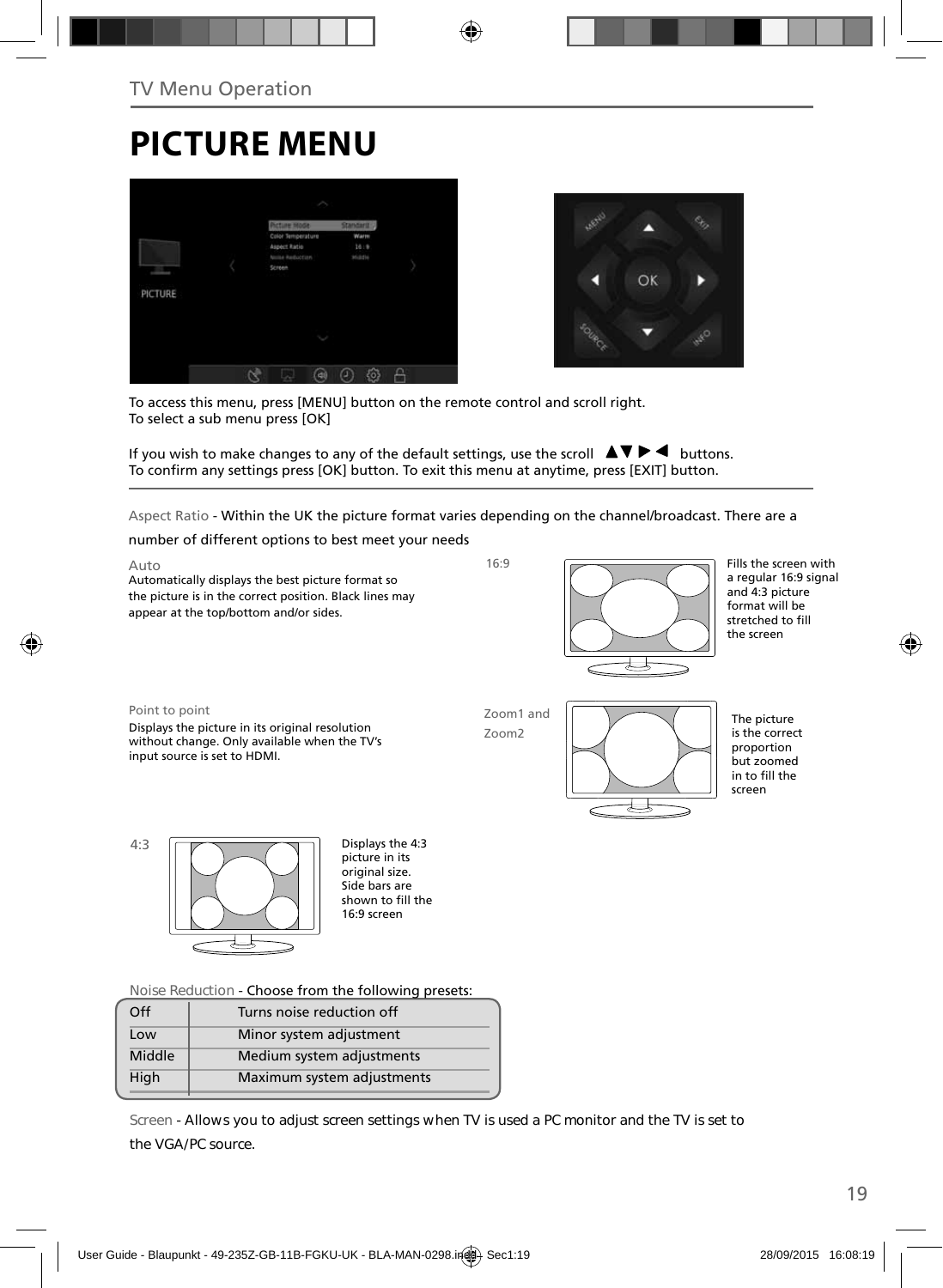TV Menu Operation

# PICTURE MENU

To access this menu, press [MENU] button on the remote control and scroll right.
To select a sub menu press [OK]

If you wish to make changes to any of the default settings, use the scroll ▲▼▶◀ buttons.
To confirm any settings press [OK] button. To exit this menu at anytime, press [EXIT] button.

Aspect Ratio - Within the UK the picture format varies depending on the channel/broadcast. There are a number of different options to best meet your needs

**Auto**
Automatically displays the best picture format so the picture is in the correct position. Black lines may appear at the top/bottom and/or sides.

**16:9**
Fills the screen with a regular 16:9 signal and 4:3 picture format will be stretched to fill the screen

**Point to point**
Displays the picture in its original resolution without change. Only available when the TV's input source is set to HDMI.

**Zoom1 and Zoom2**
The picture is the correct proportion but zoomed in to fill the screen

**4:3**
Displays the 4:3 picture in its original size. Side bars are shown to fill the 16:9 screen

Noise Reduction - Choose from the following presets:

| | |
|---|---|
| Off | Turns noise reduction off |
| Low | Minor system adjustment |
| Middle | Medium system adjustments |
| High | Maximum system adjustments |

Screen - Allows you to adjust screen settings when TV is used a PC monitor and the TV is set to the VGA/PC source.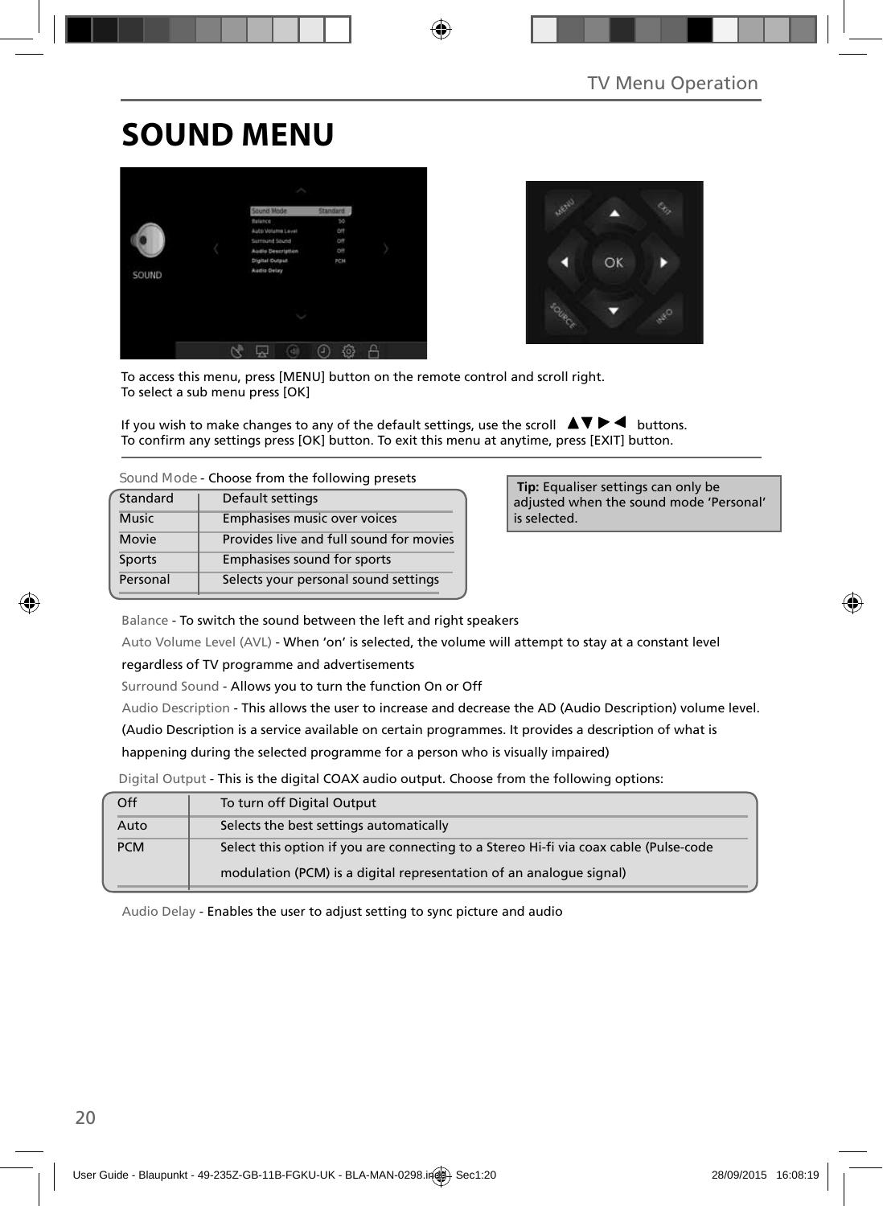# SOUND MENU

To access this menu, press [MENU] button on the remote control and scroll right.
To select a sub menu press [OK]

If you wish to make changes to any of the default settings, use the scroll ▲▼▶◀ buttons.
To confirm any settings press [OK] button. To exit this menu at anytime, press [EXIT] button.

Sound Mode - Choose from the following presets

| Standard | Default settings |
|---|---|
| Music | Emphasises music over voices |
| Movie | Provides live and full sound for movies |
| Sports | Emphasises sound for sports |
| Personal | Selects your personal sound settings |

**Tip:** Equaliser settings can only be adjusted when the sound mode 'Personal' is selected.

Balance - To switch the sound between the left and right speakers

Auto Volume Level (AVL) - When 'on' is selected, the volume will attempt to stay at a constant level regardless of TV programme and advertisements

Surround Sound - Allows you to turn the function On or Off

Audio Description - This allows the user to increase and decrease the AD (Audio Description) volume level. (Audio Description is a service available on certain programmes. It provides a description of what is happening during the selected programme for a person who is visually impaired)

Digital Output - This is the digital COAX audio output. Choose from the following options:

| Off | To turn off Digital Output |
|---|---|
| Auto | Selects the best settings automatically |
| PCM | Select this option if you are connecting to a Stereo Hi-fi via coax cable (Pulse-code modulation (PCM) is a digital representation of an analogue signal) |

Audio Delay - Enables the user to adjust setting to sync picture and audio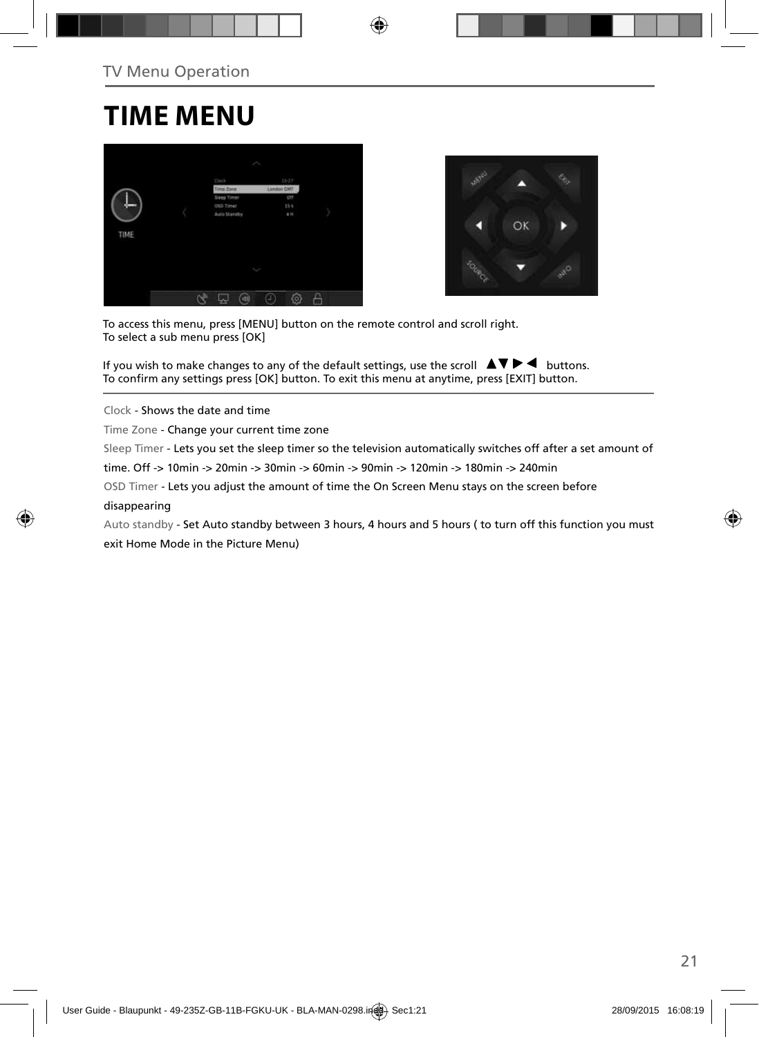TV Menu Operation

# TIME MENU

To access this menu, press [MENU] button on the remote control and scroll right.
To select a sub menu press [OK]

If you wish to make changes to any of the default settings, use the scroll ▲▼▶◀ buttons.
To confirm any settings press [OK] button. To exit this menu at anytime, press [EXIT] button.

Clock - Shows the date and time

Time Zone - Change your current time zone

Sleep Timer - Lets you set the sleep timer so the television automatically switches off after a set amount of time. Off -> 10min -> 20min -> 30min -> 60min -> 90min -> 120min -> 180min -> 240min

OSD Timer - Lets you adjust the amount of time the On Screen Menu stays on the screen before disappearing

Auto standby - Set Auto standby between 3 hours, 4 hours and 5 hours ( to turn off this function you must exit Home Mode in the Picture Menu)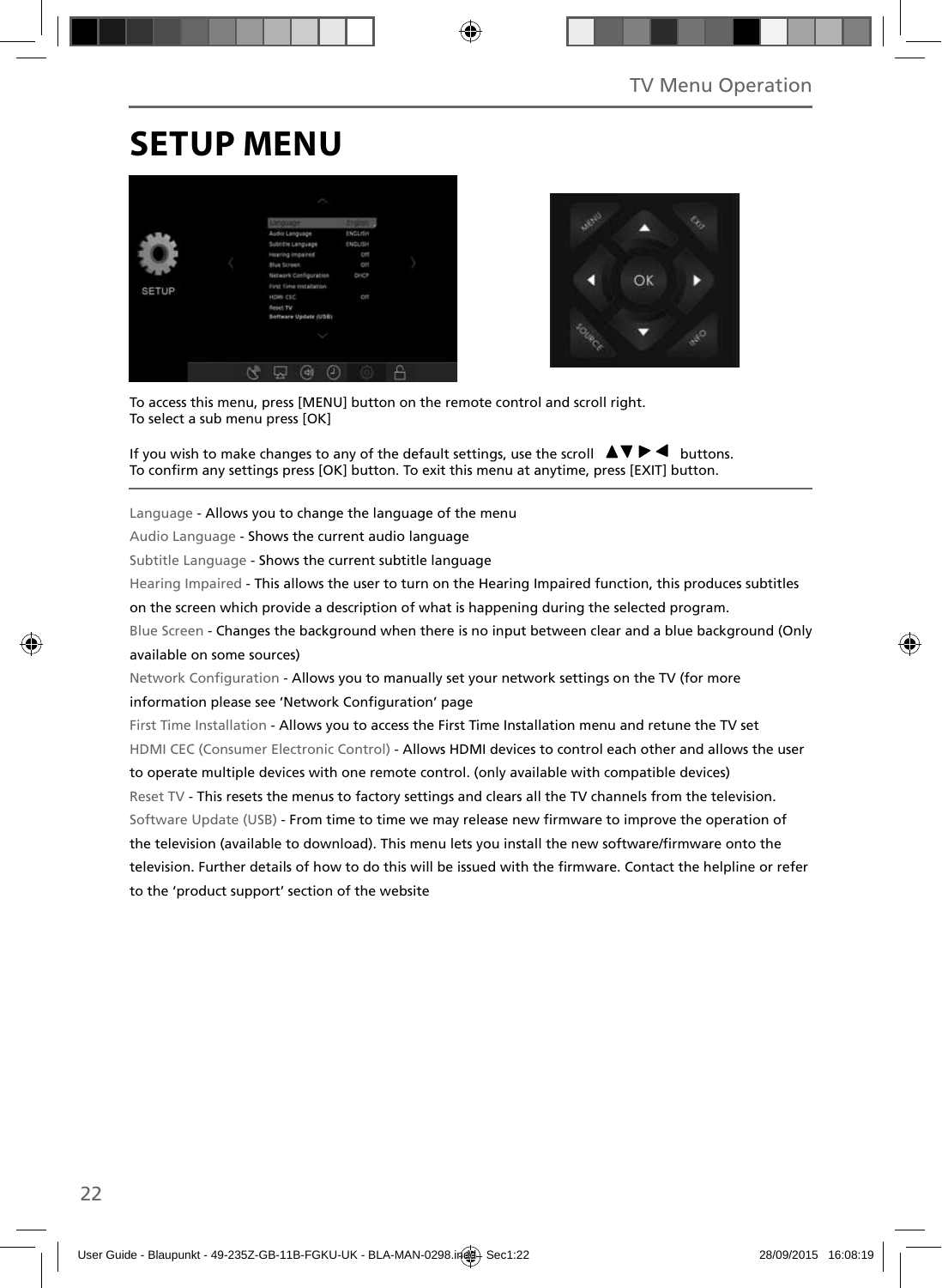# SETUP MENU

To access this menu, press [MENU] button on the remote control and scroll right.
To select a sub menu press [OK]

If you wish to make changes to any of the default settings, use the scroll ▲▼▶◀ buttons.
To confirm any settings press [OK] button. To exit this menu at anytime, press [EXIT] button.

Language - Allows you to change the language of the menu

Audio Language - Shows the current audio language

Subtitle Language - Shows the current subtitle language

Hearing Impaired - This allows the user to turn on the Hearing Impaired function, this produces subtitles on the screen which provide a description of what is happening during the selected program.

Blue Screen - Changes the background when there is no input between clear and a blue background (Only available on some sources)

Network Configuration - Allows you to manually set your network settings on the TV (for more information please see 'Network Configuration' page

First Time Installation - Allows you to access the First Time Installation menu and retune the TV set

HDMI CEC (Consumer Electronic Control) - Allows HDMI devices to control each other and allows the user to operate multiple devices with one remote control. (only available with compatible devices)

Reset TV - This resets the menus to factory settings and clears all the TV channels from the television.

Software Update (USB) - From time to time we may release new firmware to improve the operation of the television (available to download). This menu lets you install the new software/firmware onto the television. Further details of how to do this will be issued with the firmware. Contact the helpline or refer to the 'product support' section of the website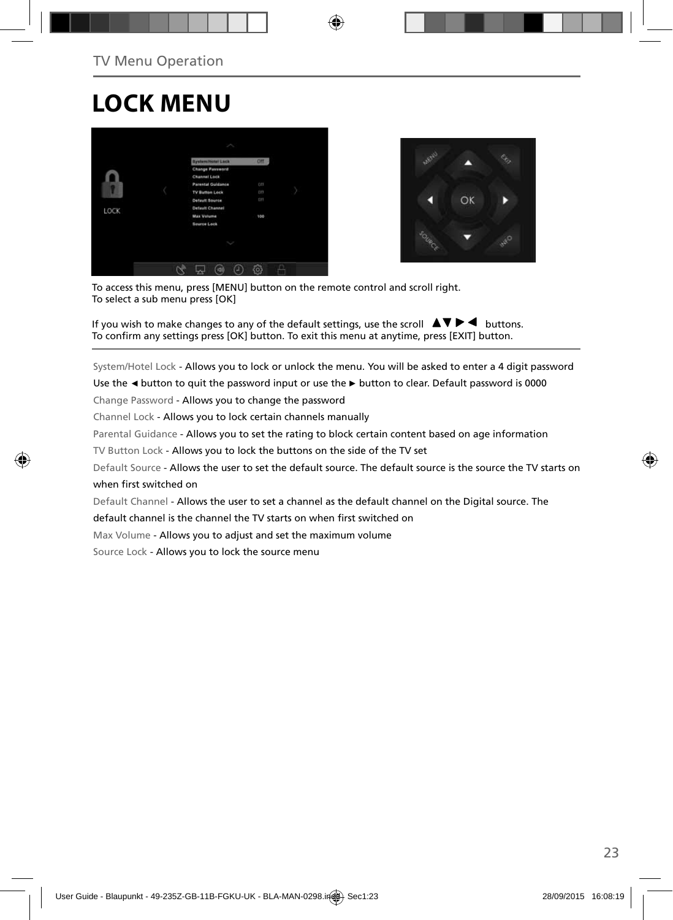TV Menu Operation

# LOCK MENU

To access this menu, press [MENU] button on the remote control and scroll right.
To select a sub menu press [OK]

If you wish to make changes to any of the default settings, use the scroll ▲▼ ▶ ◀ buttons.
To confirm any settings press [OK] button. To exit this menu at anytime, press [EXIT] button.

System/Hotel Lock - Allows you to lock or unlock the menu. You will be asked to enter a 4 digit password
Use the ◄ button to quit the password input or use the ► button to clear. Default password is 0000

Change Password - Allows you to change the password

Channel Lock - Allows you to lock certain channels manually

Parental Guidance - Allows you to set the rating to block certain content based on age information

TV Button Lock - Allows you to lock the buttons on the side of the TV set

Default Source - Allows the user to set the default source. The default source is the source the TV starts on when first switched on

Default Channel - Allows the user to set a channel as the default channel on the Digital source. The default channel is the channel the TV starts on when first switched on

Max Volume - Allows you to adjust and set the maximum volume

Source Lock - Allows you to lock the source menu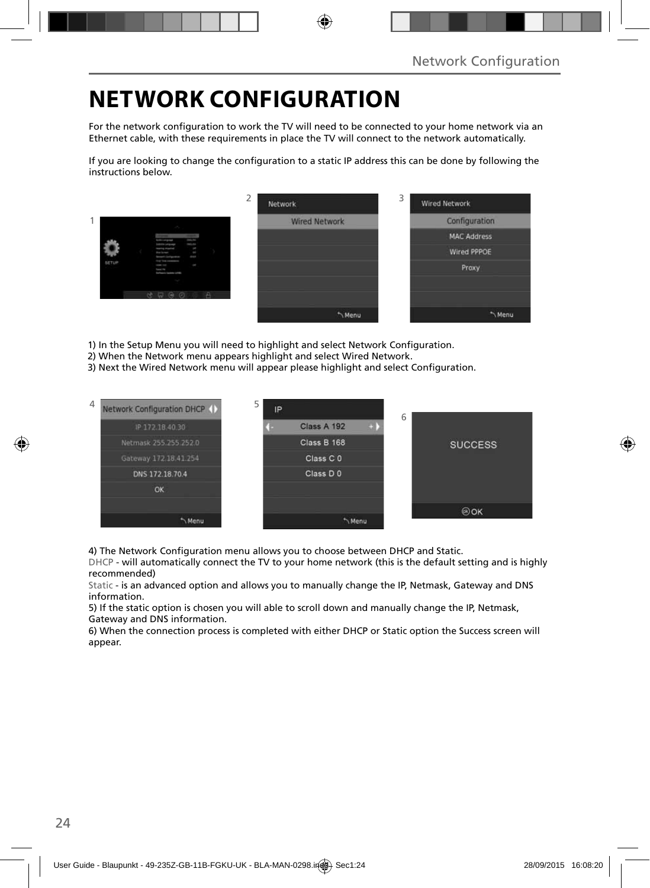# NETWORK CONFIGURATION

For the network configuration to work the TV will need to be connected to your home network via an Ethernet cable, with these requirements in place the TV will connect to the network automatically.

If you are looking to change the configuration to a static IP address this can be done by following the instructions below.

1) In the Setup Menu you will need to highlight and select Network Configuration.
2) When the Network menu appears highlight and select Wired Network.
3) Next the Wired Network menu will appear please highlight and select Configuration.

4) The Network Configuration menu allows you to choose between DHCP and Static.
DHCP - will automatically connect the TV to your home network (this is the default setting and is highly recommended)
Static - is an advanced option and allows you to manually change the IP, Netmask, Gateway and DNS information.
5) If the static option is chosen you will able to scroll down and manually change the IP, Netmask, Gateway and DNS information.
6) When the connection process is completed with either DHCP or Static option the Success screen will appear.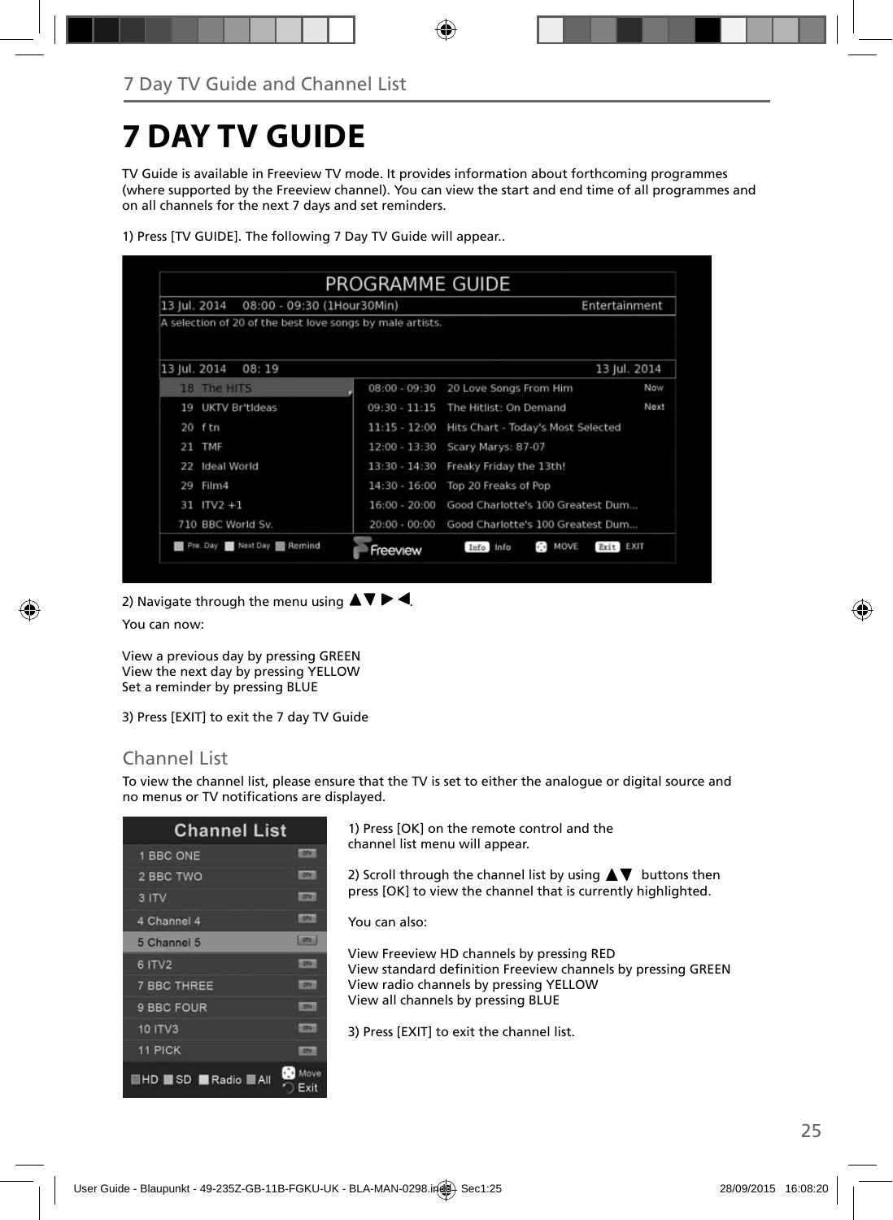# 7 DAY TV GUIDE

TV Guide is available in Freeview TV mode. It provides information about forthcoming programmes (where supported by the Freeview channel). You can view the start and end time of all programmes and on all channels for the next 7 days and set reminders.

1) Press [TV GUIDE]. The following 7 Day TV Guide will appear..

2) Navigate through the menu using ▲▼ ▶ ◀.

You can now:

View a previous day by pressing GREEN
View the next day by pressing YELLOW
Set a reminder by pressing BLUE

3) Press [EXIT] to exit the 7 day TV Guide

## Channel List

To view the channel list, please ensure that the TV is set to either the analogue or digital source and no menus or TV notifications are displayed.

1) Press [OK] on the remote control and the channel list menu will appear.

2) Scroll through the channel list by using ▲▼ buttons then press [OK] to view the channel that is currently highlighted.

You can also:

View Freeview HD channels by pressing RED
View standard definition Freeview channels by pressing GREEN
View radio channels by pressing YELLOW
View all channels by pressing BLUE

3) Press [EXIT] to exit the channel list.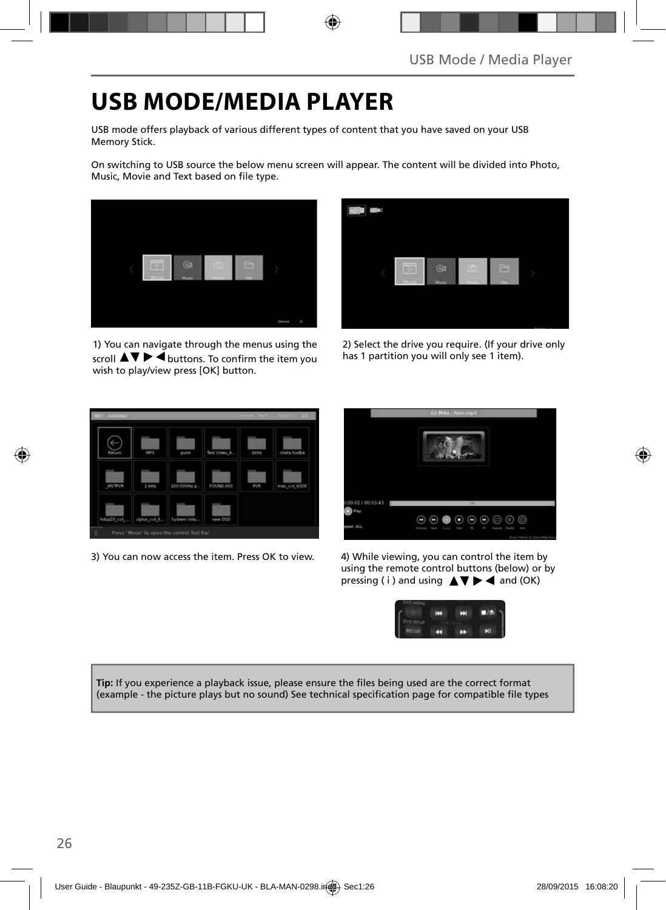# USB MODE/MEDIA PLAYER

USB mode offers playback of various different types of content that you have saved on your USB Memory Stick.

On switching to USB source the below menu screen will appear. The content will be divided into Photo, Music, Movie and Text based on file type.

1) You can navigate through the menus using the scroll ▲▼ ▶ ◀ buttons. To confirm the item you wish to play/view press [OK] button.

2) Select the drive you require. (If your drive only has 1 partition you will only see 1 item).

3) You can now access the item. Press OK to view.

4) While viewing, you can control the item by using the remote control buttons (below) or by pressing ( i ) and using ▲▼ ▶ ◀ and (OK)

**Tip:** If you experience a playback issue, please ensure the files being used are the correct format (example - the picture plays but no sound) See technical specification page for compatible file types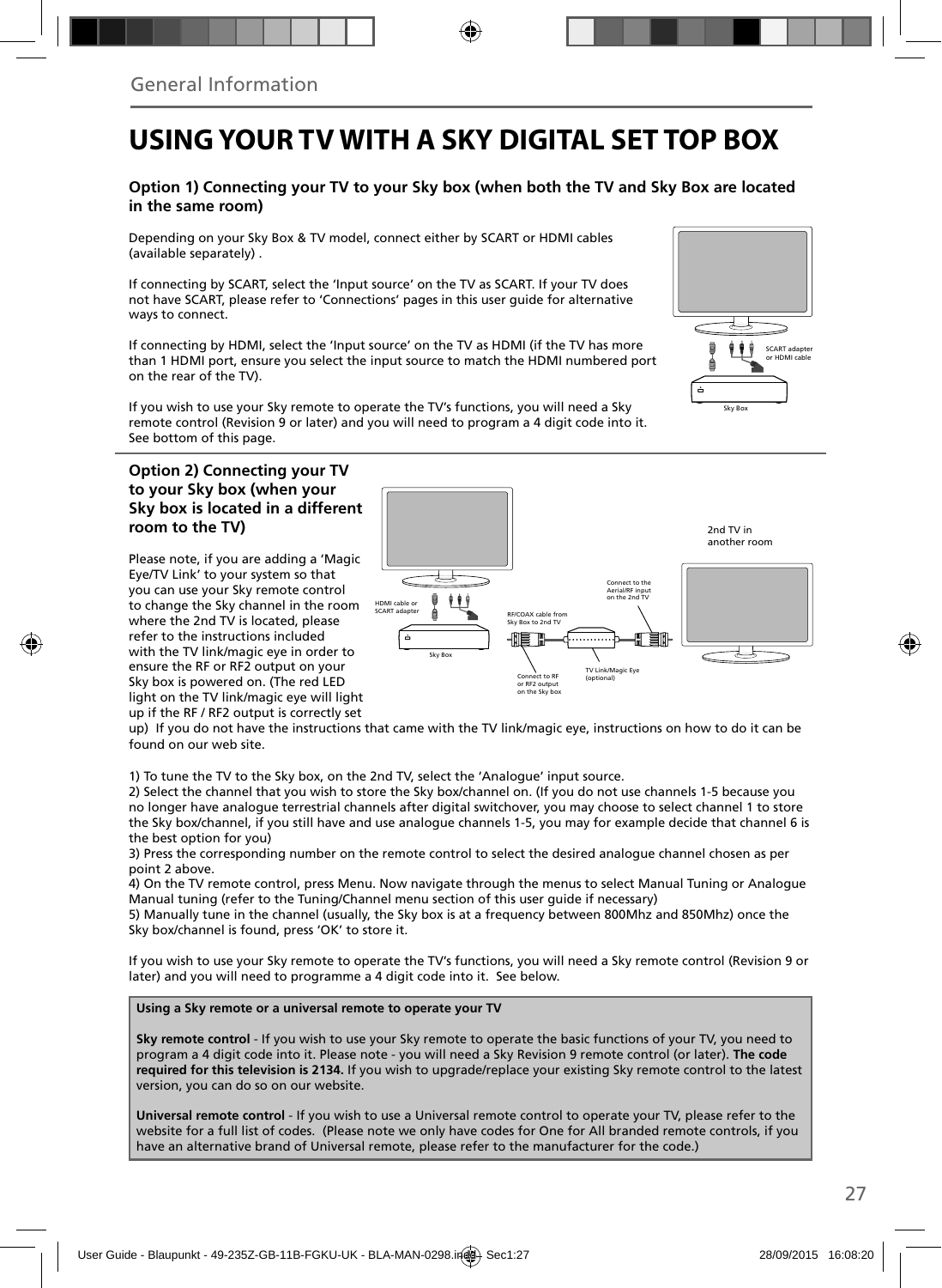General Information

# USING YOUR TV WITH A SKY DIGITAL SET TOP BOX

### Option 1) Connecting your TV to your Sky box (when both the TV and Sky Box are located in the same room)

Depending on your Sky Box & TV model, connect either by SCART or HDMI cables (available separately) .

If connecting by SCART, select the 'Input source' on the TV as SCART. If your TV does not have SCART, please refer to 'Connections' pages in this user guide for alternative ways to connect.

If connecting by HDMI, select the 'Input source' on the TV as HDMI (if the TV has more than 1 HDMI port, ensure you select the input source to match the HDMI numbered port on the rear of the TV).

If you wish to use your Sky remote to operate the TV's functions, you will need a Sky remote control (Revision 9 or later) and you will need to program a 4 digit code into it. See bottom of this page.

SCART adapter or HDMI cable

Sky Box

### Option 2) Connecting your TV to your Sky box (when your Sky box is located in a different room to the TV)

2nd TV in another room

HDMI cable or SCART adapter

Sky Box

RF/COAX cable from Sky Box to 2nd TV

Connect to the Aerial/RF input on the 2nd TV

Connect to RF or RF2 output on the Sky box

TV Link/Magic Eye (optional)

Please note, if you are adding a 'Magic Eye/TV Link' to your system so that you can use your Sky remote control to change the Sky channel in the room where the 2nd TV is located, please refer to the instructions included with the TV link/magic eye in order to ensure the RF or RF2 output on your Sky box is powered on. (The red LED light on the TV link/magic eye will light up if the RF / RF2 output is correctly set up) If you do not have the instructions that came with the TV link/magic eye, instructions on how to do it can be found on our web site.

1) To tune the TV to the Sky box, on the 2nd TV, select the 'Analogue' input source.
2) Select the channel that you wish to store the Sky box/channel on. (If you do not use channels 1-5 because you no longer have analogue terrestrial channels after digital switchover, you may choose to select channel 1 to store the Sky box/channel, if you still have and use analogue channels 1-5, you may for example decide that channel 6 is the best option for you)
3) Press the corresponding number on the remote control to select the desired analogue channel chosen as per point 2 above.
4) On the TV remote control, press Menu. Now navigate through the menus to select Manual Tuning or Analogue Manual tuning (refer to the Tuning/Channel menu section of this user guide if necessary)
5) Manually tune in the channel (usually, the Sky box is at a frequency between 800Mhz and 850Mhz) once the Sky box/channel is found, press 'OK' to store it.

If you wish to use your Sky remote to operate the TV's functions, you will need a Sky remote control (Revision 9 or later) and you will need to programme a 4 digit code into it. See below.

**Using a Sky remote or a universal remote to operate your TV**

**Sky remote control** - If you wish to use your Sky remote to operate the basic functions of your TV, you need to program a 4 digit code into it. Please note - you will need a Sky Revision 9 remote control (or later). **The code required for this television is 2134.** If you wish to upgrade/replace your existing Sky remote control to the latest version, you can do so on our website.

**Universal remote control** - If you wish to use a Universal remote control to operate your TV, please refer to the website for a full list of codes. (Please note we only have codes for One for All branded remote controls, if you have an alternative brand of Universal remote, please refer to the manufacturer for the code.)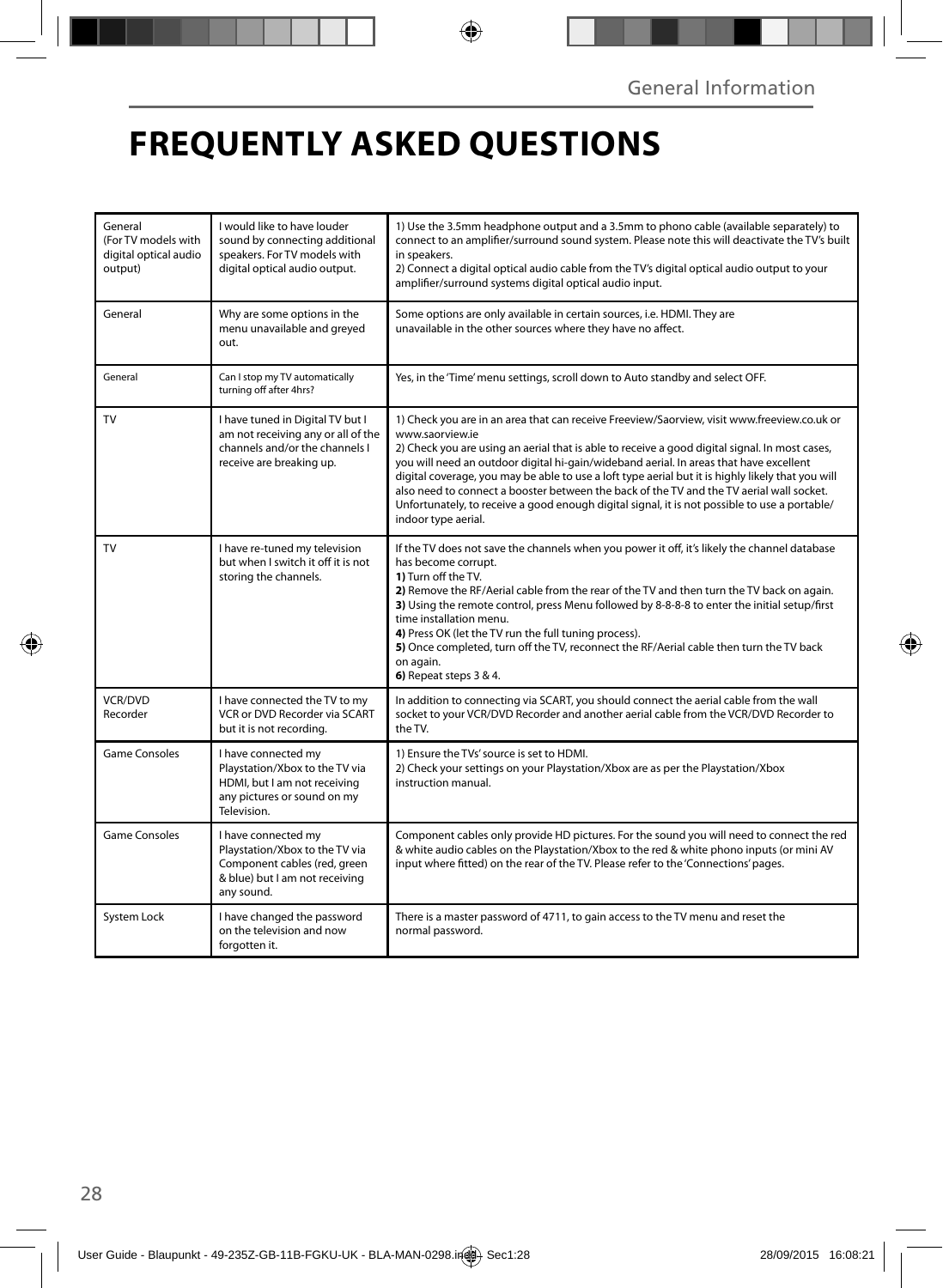# FREQUENTLY ASKED QUESTIONS

| | | |
|---|---|---|
| General (For TV models with digital optical audio output) | I would like to have louder sound by connecting additional speakers. For TV models with digital optical audio output. | 1) Use the 3.5mm headphone output and a 3.5mm to phono cable (available separately) to connect to an amplifier/surround sound system. Please note this will deactivate the TV's built in speakers.<br>2) Connect a digital optical audio cable from the TV's digital optical audio output to your amplifier/surround systems digital optical audio input. |
| General | Why are some options in the menu unavailable and greyed out. | Some options are only available in certain sources, i.e. HDMI. They are unavailable in the other sources where they have no affect. |
| General | Can I stop my TV automatically turning off after 4hrs? | Yes, in the 'Time' menu settings, scroll down to Auto standby and select OFF. |
| TV | I have tuned in Digital TV but I am not receiving any or all of the channels and/or the channels I receive are breaking up. | 1) Check you are in an area that can receive Freeview/Saorview, visit www.freeview.co.uk or www.saorview.ie<br>2) Check you are using an aerial that is able to receive a good digital signal. In most cases, you will need an outdoor digital hi-gain/wideband aerial. In areas that have excellent digital coverage, you may be able to use a loft type aerial but it is highly likely that you will also need to connect a booster between the back of the TV and the TV aerial wall socket. Unfortunately, to receive a good enough digital signal, it is not possible to use a portable/ indoor type aerial. |
| TV | I have re-tuned my television but when I switch it off it is not storing the channels. | If the TV does not save the channels when you power it off, it's likely the channel database has become corrupt.<br>**1)** Turn off the TV.<br>**2)** Remove the RF/Aerial cable from the rear of the TV and then turn the TV back on again.<br>**3)** Using the remote control, press Menu followed by 8-8-8-8 to enter the initial setup/first time installation menu.<br>**4)** Press OK (let the TV run the full tuning process).<br>**5)** Once completed, turn off the TV, reconnect the RF/Aerial cable then turn the TV back on again.<br>**6)** Repeat steps 3 & 4. |
| VCR/DVD Recorder | I have connected the TV to my VCR or DVD Recorder via SCART but it is not recording. | In addition to connecting via SCART, you should connect the aerial cable from the wall socket to your VCR/DVD Recorder and another aerial cable from the VCR/DVD Recorder to the TV. |
| Game Consoles | I have connected my Playstation/Xbox to the TV via HDMI, but I am not receiving any pictures or sound on my Television. | 1) Ensure the TVs' source is set to HDMI.<br>2) Check your settings on your Playstation/Xbox are as per the Playstation/Xbox instruction manual. |
| Game Consoles | I have connected my Playstation/Xbox to the TV via Component cables (red, green & blue) but I am not receiving any sound. | Component cables only provide HD pictures. For the sound you will need to connect the red & white audio cables on the Playstation/Xbox to the red & white phono inputs (or mini AV input where fitted) on the rear of the TV. Please refer to the 'Connections' pages. |
| System Lock | I have changed the password on the television and now forgotten it. | There is a master password of 4711, to gain access to the TV menu and reset the normal password. |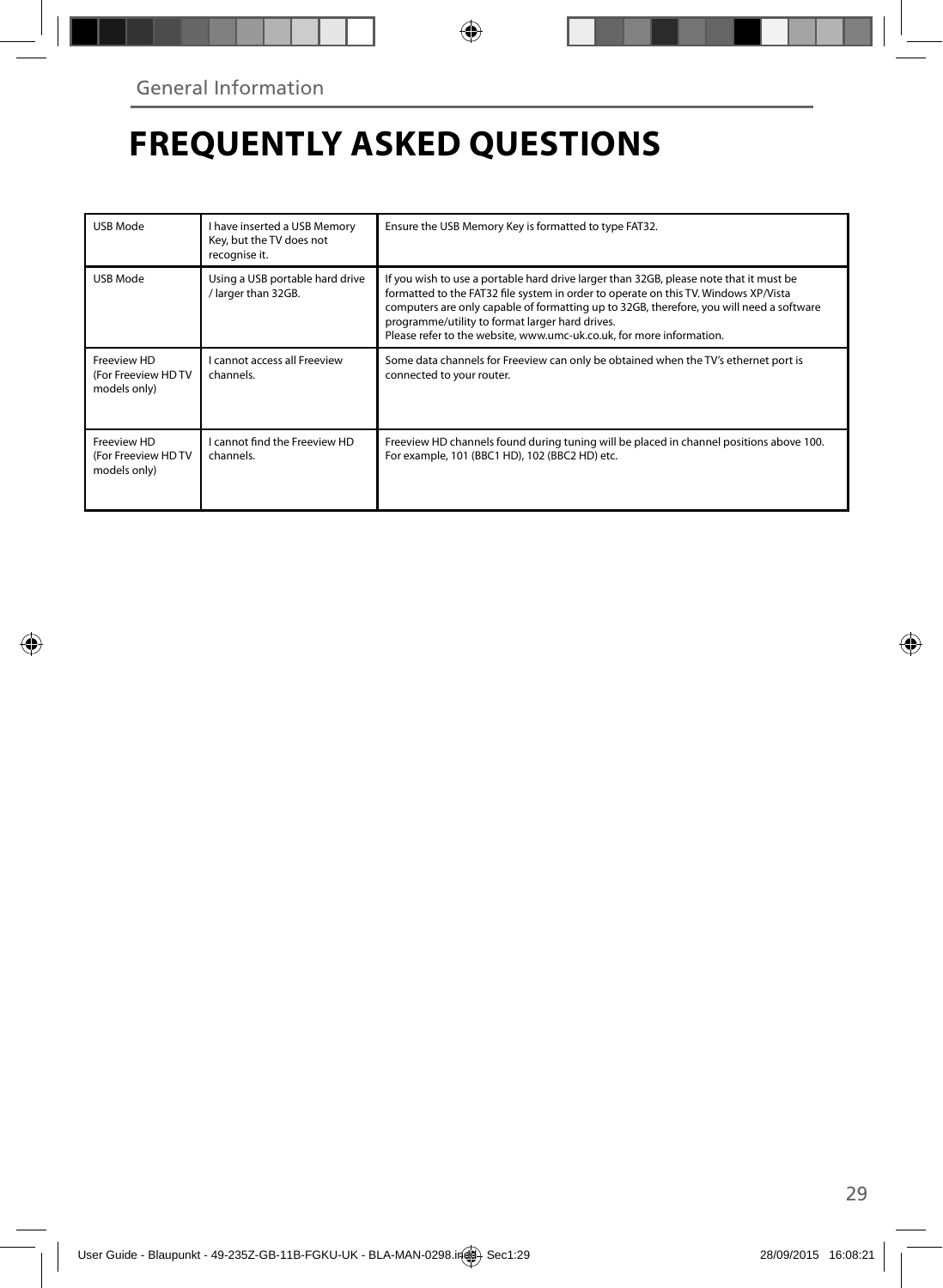General Information

# FREQUENTLY ASKED QUESTIONS

| | | |
|---|---|---|
| USB Mode | I have inserted a USB Memory Key, but the TV does not recognise it. | Ensure the USB Memory Key is formatted to type FAT32. |
| USB Mode | Using a USB portable hard drive / larger than 32GB. | If you wish to use a portable hard drive larger than 32GB, please note that it must be formatted to the FAT32 file system in order to operate on this TV. Windows XP/Vista computers are only capable of formatting up to 32GB, therefore, you will need a software programme/utility to format larger hard drives.<br>Please refer to the website, www.umc-uk.co.uk, for more information. |
| Freeview HD (For Freeview HD TV models only) | I cannot access all Freeview channels. | Some data channels for Freeview can only be obtained when the TV's ethernet port is connected to your router. |
| Freeview HD (For Freeview HD TV models only) | I cannot find the Freeview HD channels. | Freeview HD channels found during tuning will be placed in channel positions above 100. For example, 101 (BBC1 HD), 102 (BBC2 HD) etc. |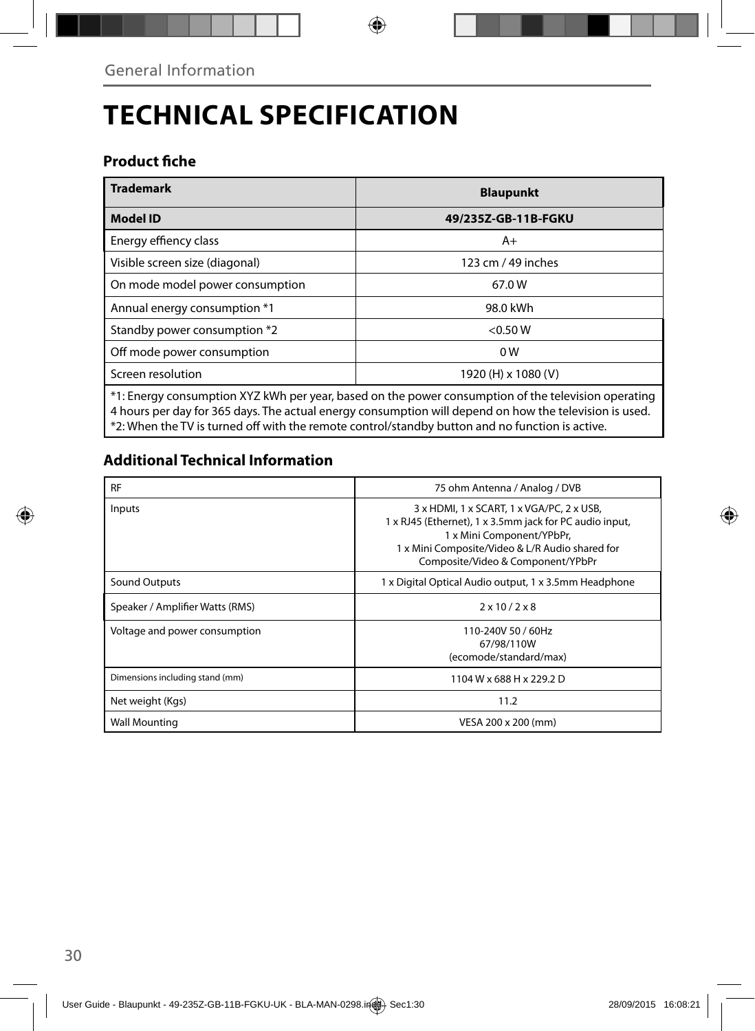General Information

# TECHNICAL SPECIFICATION

## Product fiche

| **Trademark** | **Blaupunkt** |
|---|---|
| **Model ID** | **49/235Z-GB-11B-FGKU** |
| Energy effiency class | A+ |
| Visible screen size (diagonal) | 123 cm / 49 inches |
| On mode model power consumption | 67.0 W |
| Annual energy consumption *1 | 98.0 kWh |
| Standby power consumption *2 | <0.50 W |
| Off mode power consumption | 0 W |
| Screen resolution | 1920 (H) x 1080 (V) |

*1: Energy consumption XYZ kWh per year, based on the power consumption of the television operating 4 hours per day for 365 days. The actual energy consumption will depend on how the television is used.
*2: When the TV is turned off with the remote control/standby button and no function is active.

## Additional Technical Information

| | |
|---|---|
| RF | 75 ohm Antenna / Analog / DVB |
| Inputs | 3 x HDMI, 1 x SCART, 1 x VGA/PC, 2 x USB, 1 x RJ45 (Ethernet), 1 x 3.5mm jack for PC audio input, 1 x Mini Component/YPbPr, 1 x Mini Composite/Video & L/R Audio shared for Composite/Video & Component/YPbPr |
| Sound Outputs | 1 x Digital Optical Audio output, 1 x 3.5mm Headphone |
| Speaker / Amplifier Watts (RMS) | 2 x 10 / 2 x 8 |
| Voltage and power consumption | 110-240V 50 / 60Hz 67/98/110W (ecomode/standard/max) |
| Dimensions including stand (mm) | 1104 W x 688 H x 229.2 D |
| Net weight (Kgs) | 11.2 |
| Wall Mounting | VESA 200 x 200 (mm) |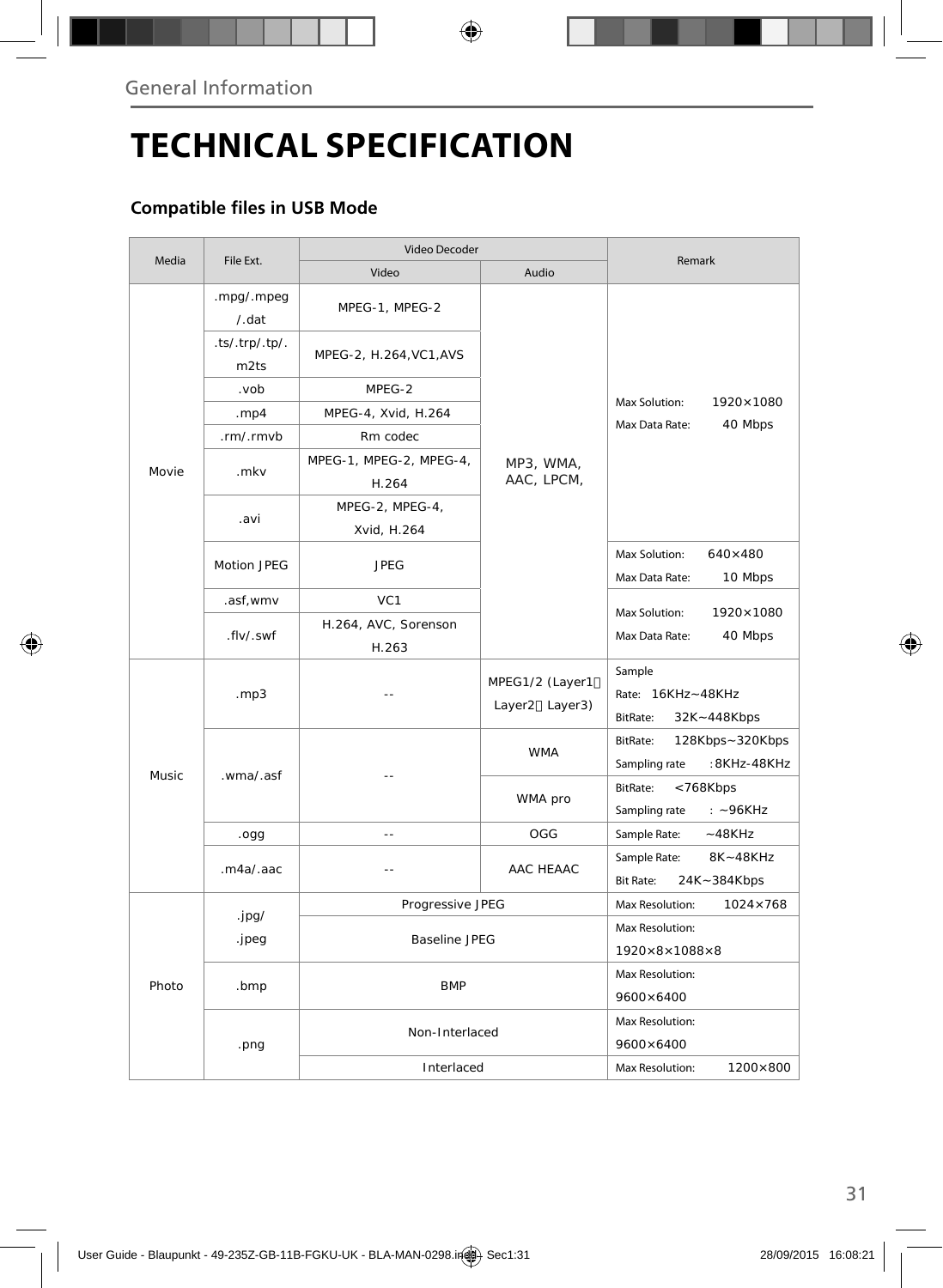General Information

# TECHNICAL SPECIFICATION

## Compatible files in USB Mode

| Media | File Ext. | Video Decoder | | Remark |
|---|---|---|---|---|
| | | Video | Audio | |
| Movie | .mpg/.mpeg/.dat | MPEG-1, MPEG-2 | MP3, WMA, AAC, LPCM, | Max Solution: 1920×1080 Max Data Rate: 40 Mbps |
| | .ts/.trp/.tp/.m2ts | MPEG-2, H.264,VC1,AVS | | |
| | .vob | MPEG-2 | | |
| | .mp4 | MPEG-4, Xvid, H.264 | | |
| | .rm/.rmvb | Rm codec | | |
| | .mkv | MPEG-1, MPEG-2, MPEG-4, H.264 | | |
| | .avi | MPEG-2, MPEG-4, Xvid, H.264 | | |
| | Motion JPEG | JPEG | | Max Solution: 640×480 Max Data Rate: 10 Mbps |
| | .asf,wmv | VC1 | | Max Solution: 1920×1080 Max Data Rate: 40 Mbps |
| | .flv/.swf | H.264, AVC, Sorenson H.263 | | |
| Music | .mp3 | -- | MPEG1/2 (Layer1、Layer2、Layer3) | Sample Rate: 16KHz~48KHz BitRate: 32K~448Kbps |
| | .wma/.asf | -- | WMA | BitRate: 128Kbps~320Kbps Sampling rate :8KHz-48KHz |
| | | | WMA pro | BitRate: <768Kbps Sampling rate : ~96KHz |
| | .ogg | -- | OGG | Sample Rate: ~48KHz |
| | .m4a/.aac | -- | AAC HEAAC | Sample Rate: 8K~48KHz Bit Rate: 24K~384Kbps |
| Photo | .jpg/.jpeg | Progressive JPEG | | Max Resolution: 1024×768 |
| | | Baseline JPEG | | Max Resolution: 1920×8×1088×8 |
| | .bmp | BMP | | Max Resolution: 9600×6400 |
| | .png | Non-Interlaced | | Max Resolution: 9600×6400 |
| | | Interlaced | | Max Resolution: 1200×800 |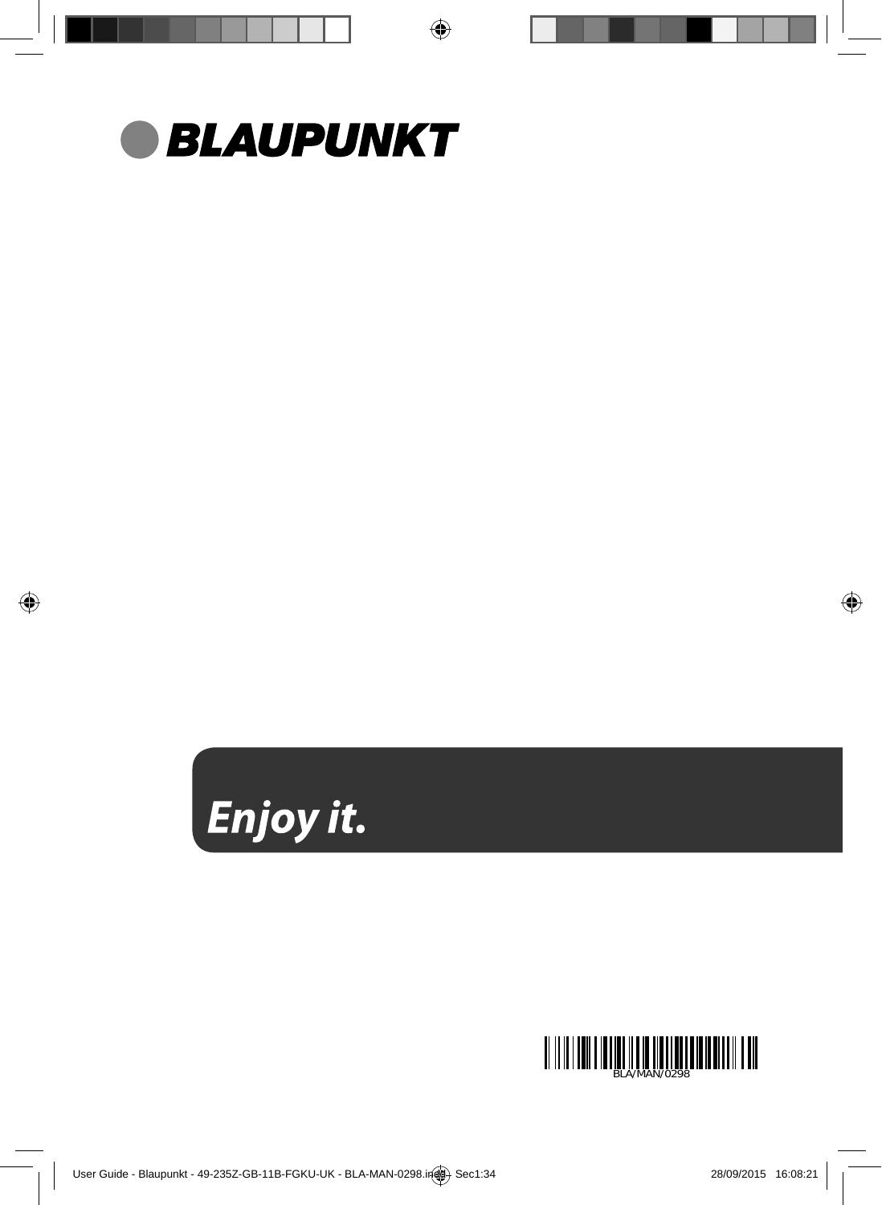BLAUPUNKT

**Enjoy it.**

BLA/MAN/0298